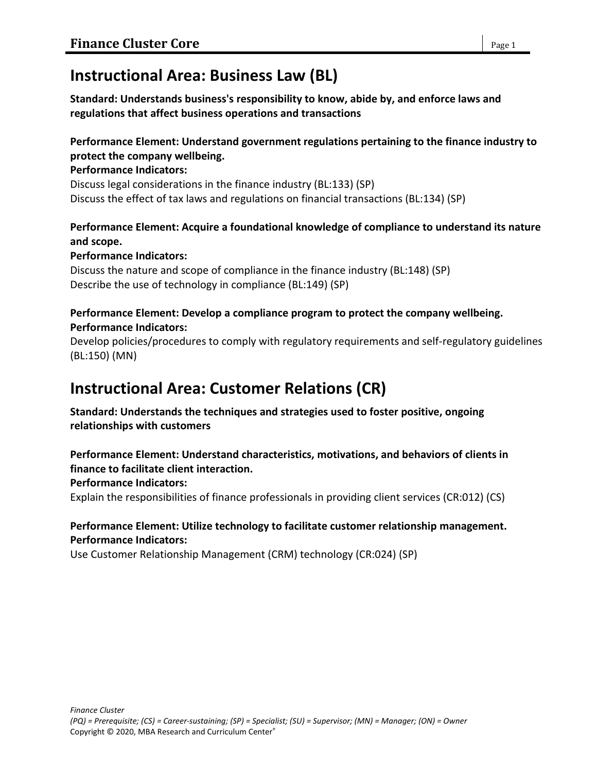# Instructional Area: Business Law (BL)

**Standard: Understands business's responsibility to know, abide by, and enforce laws and regulations that affect business operations and transactions**

**Performance Element: Understand government regulations pertaining to the finance industry to protect the company wellbeing.**

**Performance Indicators:**

Discuss legal considerations in the finance industry (BL:133) (SP)

Discuss the effect of tax laws and regulations on financial transactions (BL:134) (SP)

**Performance Element: Acquire a foundational knowledge of compliance to understand its nature and scope.**

**Performance Indicators:**

Discuss the nature and scope of compliance in the finance industry (BL:148) (SP)

Describe the use of technology in compliance (BL:149) (SP)

**Performance Element: Develop a compliance program to protect the company wellbeing.**

**Performance Indicators:**

Develop policies/procedures to comply with regulatory requirements and self-regulatory guidelines (BL:150) (MN)

# Instructional Area: Customer Relations (CR)

**Standard: Understands the techniques and strategies used to foster positive, ongoing relationships with customers**

**Performance Element: Understand characteristics, motivations, and behaviors of clients in finance to facilitate client interaction.**

**Performance Indicators:**

Explain the responsibilities of finance professionals in providing client services (CR:012) (CS)

**Performance Element: Utilize technology to facilitate customer relationship management.**

**Performance Indicators:**

Use Customer Relationship Management (CRM) technology (CR:024) (SP)

*Finance Cluster*

*(PQ) = Prerequisite; (CS) = Career-sustaining; (SP) = Specialist; (SU) = Supervisor; (MN) = Manager; (ON) = Owner*

Copyright © 2020, MBA Research and Curriculum Center®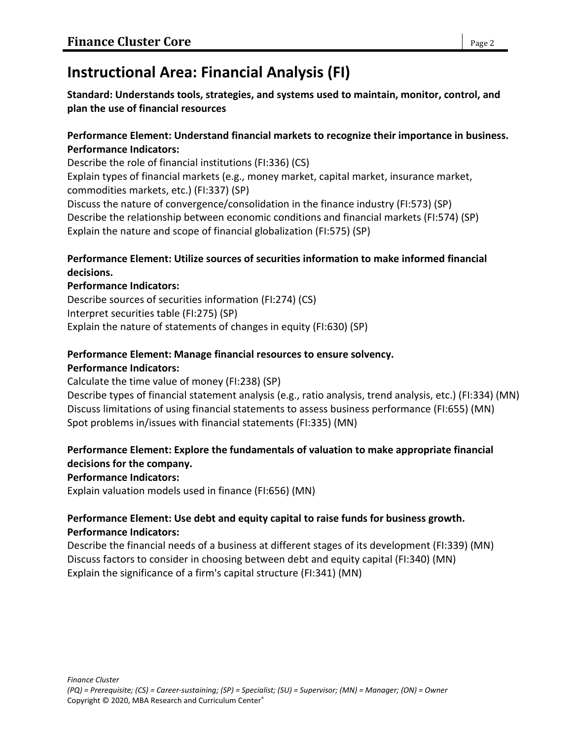# Instructional Area: Financial Analysis (FI)

**Standard: Understands tools, strategies, and systems used to maintain, monitor, control, and plan the use of financial resources**

**Performance Element: Understand financial markets to recognize their importance in business.**
**Performance Indicators:**

Describe the role of financial institutions (FI:336) (CS)
Explain types of financial markets (e.g., money market, capital market, insurance market, commodities markets, etc.) (FI:337) (SP)
Discuss the nature of convergence/consolidation in the finance industry (FI:573) (SP)
Describe the relationship between economic conditions and financial markets (FI:574) (SP)
Explain the nature and scope of financial globalization (FI:575) (SP)

**Performance Element: Utilize sources of securities information to make informed financial decisions.**
**Performance Indicators:**

Describe sources of securities information (FI:274) (CS)
Interpret securities table (FI:275) (SP)
Explain the nature of statements of changes in equity (FI:630) (SP)

**Performance Element: Manage financial resources to ensure solvency.**
**Performance Indicators:**

Calculate the time value of money (FI:238) (SP)
Describe types of financial statement analysis (e.g., ratio analysis, trend analysis, etc.) (FI:334) (MN)
Discuss limitations of using financial statements to assess business performance (FI:655) (MN)
Spot problems in/issues with financial statements (FI:335) (MN)

**Performance Element: Explore the fundamentals of valuation to make appropriate financial decisions for the company.**
**Performance Indicators:**

Explain valuation models used in finance (FI:656) (MN)

**Performance Element: Use debt and equity capital to raise funds for business growth.**
**Performance Indicators:**

Describe the financial needs of a business at different stages of its development (FI:339) (MN)
Discuss factors to consider in choosing between debt and equity capital (FI:340) (MN)
Explain the significance of a firm's capital structure (FI:341) (MN)

*Finance Cluster*
*(PQ) = Prerequisite; (CS) = Career-sustaining; (SP) = Specialist; (SU) = Supervisor; (MN) = Manager; (ON) = Owner*
Copyright © 2020, MBA Research and Curriculum Center®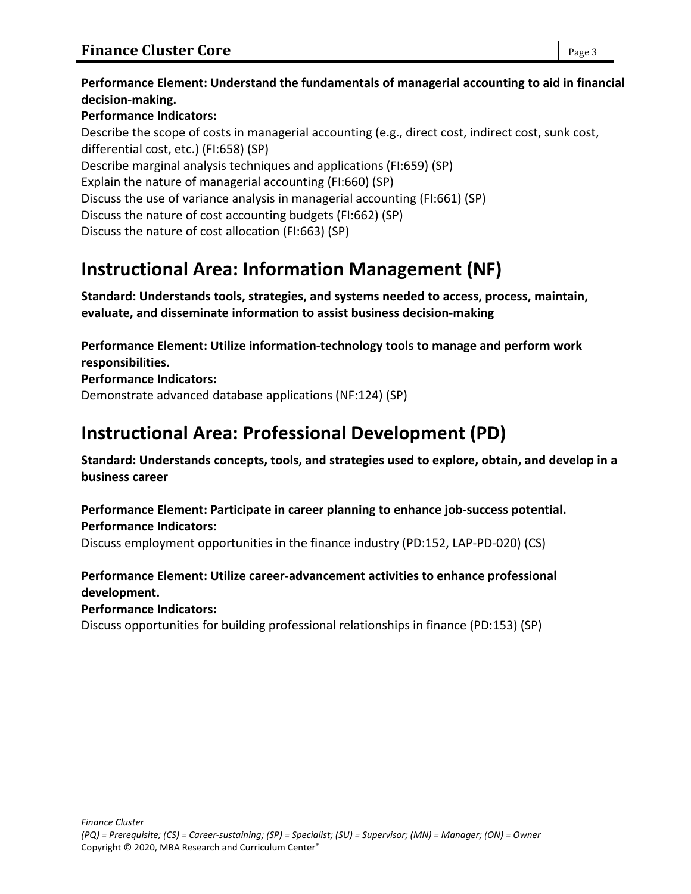**Performance Element: Understand the fundamentals of managerial accounting to aid in financial decision-making.**
**Performance Indicators:**
Describe the scope of costs in managerial accounting (e.g., direct cost, indirect cost, sunk cost, differential cost, etc.) (FI:658) (SP)
Describe marginal analysis techniques and applications (FI:659) (SP)
Explain the nature of managerial accounting (FI:660) (SP)
Discuss the use of variance analysis in managerial accounting (FI:661) (SP)
Discuss the nature of cost accounting budgets (FI:662) (SP)
Discuss the nature of cost allocation (FI:663) (SP)

# Instructional Area: Information Management (NF)

**Standard: Understands tools, strategies, and systems needed to access, process, maintain, evaluate, and disseminate information to assist business decision-making**

**Performance Element: Utilize information-technology tools to manage and perform work responsibilities.**
**Performance Indicators:**
Demonstrate advanced database applications (NF:124) (SP)

# Instructional Area: Professional Development (PD)

**Standard: Understands concepts, tools, and strategies used to explore, obtain, and develop in a business career**

**Performance Element: Participate in career planning to enhance job-success potential.**
**Performance Indicators:**
Discuss employment opportunities in the finance industry (PD:152, LAP-PD-020) (CS)

**Performance Element: Utilize career-advancement activities to enhance professional development.**
**Performance Indicators:**
Discuss opportunities for building professional relationships in finance (PD:153) (SP)

*Finance Cluster*
*(PQ) = Prerequisite; (CS) = Career-sustaining; (SP) = Specialist; (SU) = Supervisor; (MN) = Manager; (ON) = Owner*
Copyright © 2020, MBA Research and Curriculum Center®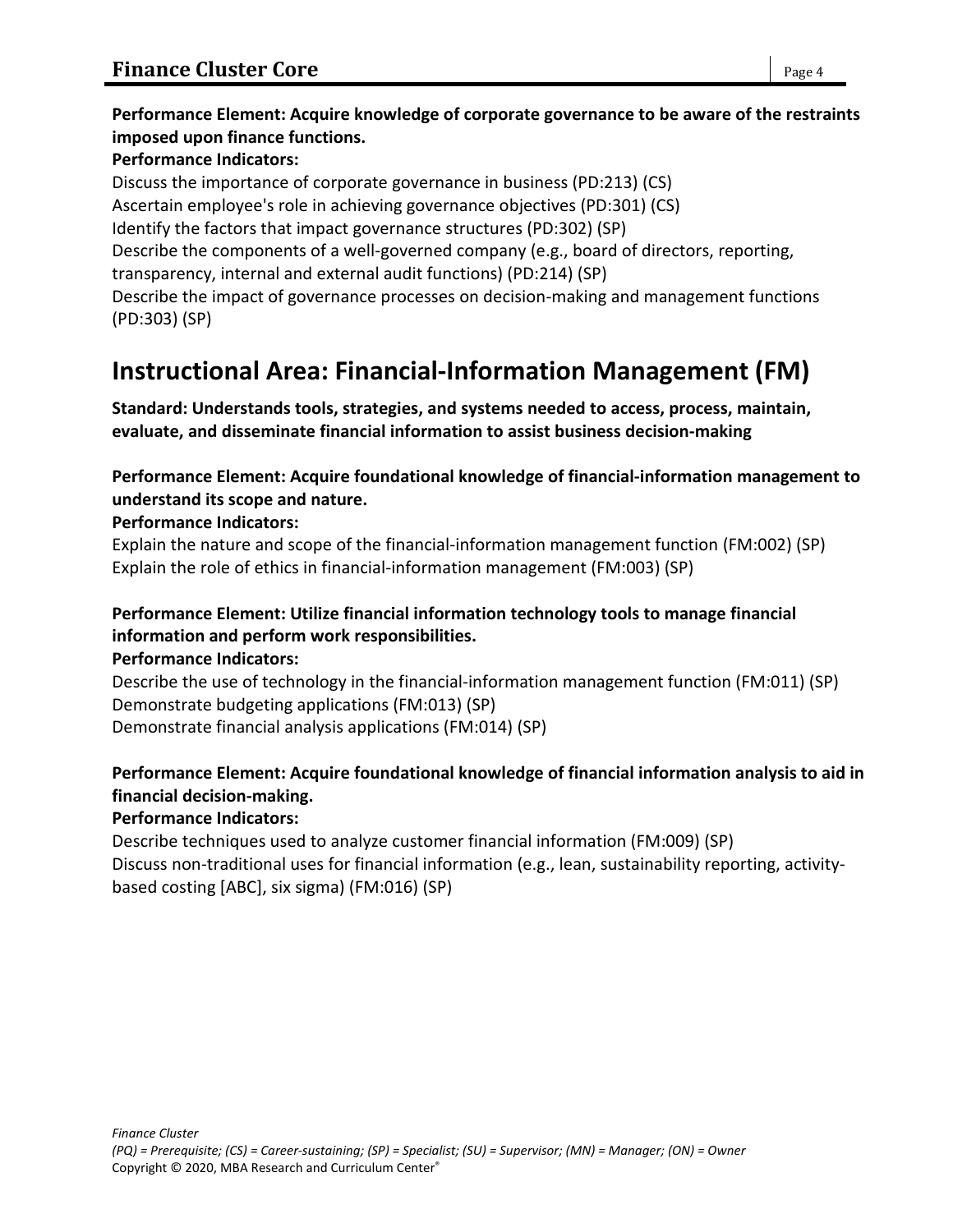**Performance Element: Acquire knowledge of corporate governance to be aware of the restraints imposed upon finance functions.**

**Performance Indicators:**

Discuss the importance of corporate governance in business (PD:213) (CS)
Ascertain employee's role in achieving governance objectives (PD:301) (CS)
Identify the factors that impact governance structures (PD:302) (SP)
Describe the components of a well-governed company (e.g., board of directors, reporting, transparency, internal and external audit functions) (PD:214) (SP)
Describe the impact of governance processes on decision-making and management functions (PD:303) (SP)

# Instructional Area: Financial-Information Management (FM)

**Standard: Understands tools, strategies, and systems needed to access, process, maintain, evaluate, and disseminate financial information to assist business decision-making**

**Performance Element: Acquire foundational knowledge of financial-information management to understand its scope and nature.**

**Performance Indicators:**

Explain the nature and scope of the financial-information management function (FM:002) (SP)
Explain the role of ethics in financial-information management (FM:003) (SP)

**Performance Element: Utilize financial information technology tools to manage financial information and perform work responsibilities.**

**Performance Indicators:**

Describe the use of technology in the financial-information management function (FM:011) (SP)
Demonstrate budgeting applications (FM:013) (SP)
Demonstrate financial analysis applications (FM:014) (SP)

**Performance Element: Acquire foundational knowledge of financial information analysis to aid in financial decision-making.**

**Performance Indicators:**

Describe techniques used to analyze customer financial information (FM:009) (SP)
Discuss non-traditional uses for financial information (e.g., lean, sustainability reporting, activity-based costing [ABC], six sigma) (FM:016) (SP)

*Finance Cluster*
*(PQ) = Prerequisite; (CS) = Career-sustaining; (SP) = Specialist; (SU) = Supervisor; (MN) = Manager; (ON) = Owner*
Copyright © 2020, MBA Research and Curriculum Center®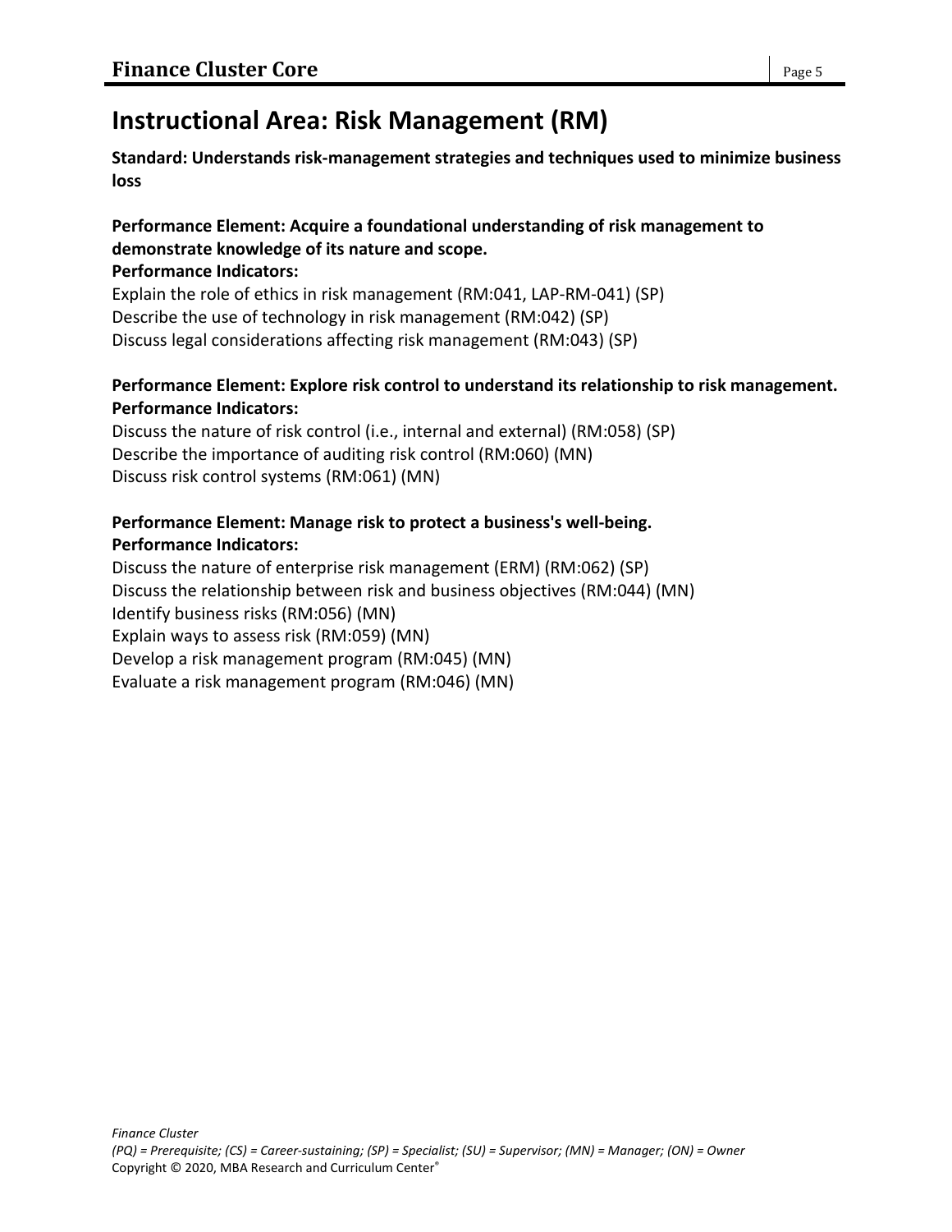# Instructional Area: Risk Management (RM)

**Standard: Understands risk-management strategies and techniques used to minimize business loss**

**Performance Element: Acquire a foundational understanding of risk management to demonstrate knowledge of its nature and scope.**
**Performance Indicators:**
Explain the role of ethics in risk management (RM:041, LAP-RM-041) (SP)
Describe the use of technology in risk management (RM:042) (SP)
Discuss legal considerations affecting risk management (RM:043) (SP)

**Performance Element: Explore risk control to understand its relationship to risk management.**
**Performance Indicators:**
Discuss the nature of risk control (i.e., internal and external) (RM:058) (SP)
Describe the importance of auditing risk control (RM:060) (MN)
Discuss risk control systems (RM:061) (MN)

**Performance Element: Manage risk to protect a business's well-being.**
**Performance Indicators:**
Discuss the nature of enterprise risk management (ERM) (RM:062) (SP)
Discuss the relationship between risk and business objectives (RM:044) (MN)
Identify business risks (RM:056) (MN)
Explain ways to assess risk (RM:059) (MN)
Develop a risk management program (RM:045) (MN)
Evaluate a risk management program (RM:046) (MN)

*Finance Cluster*
*(PQ) = Prerequisite; (CS) = Career-sustaining; (SP) = Specialist; (SU) = Supervisor; (MN) = Manager; (ON) = Owner*
Copyright © 2020, MBA Research and Curriculum Center®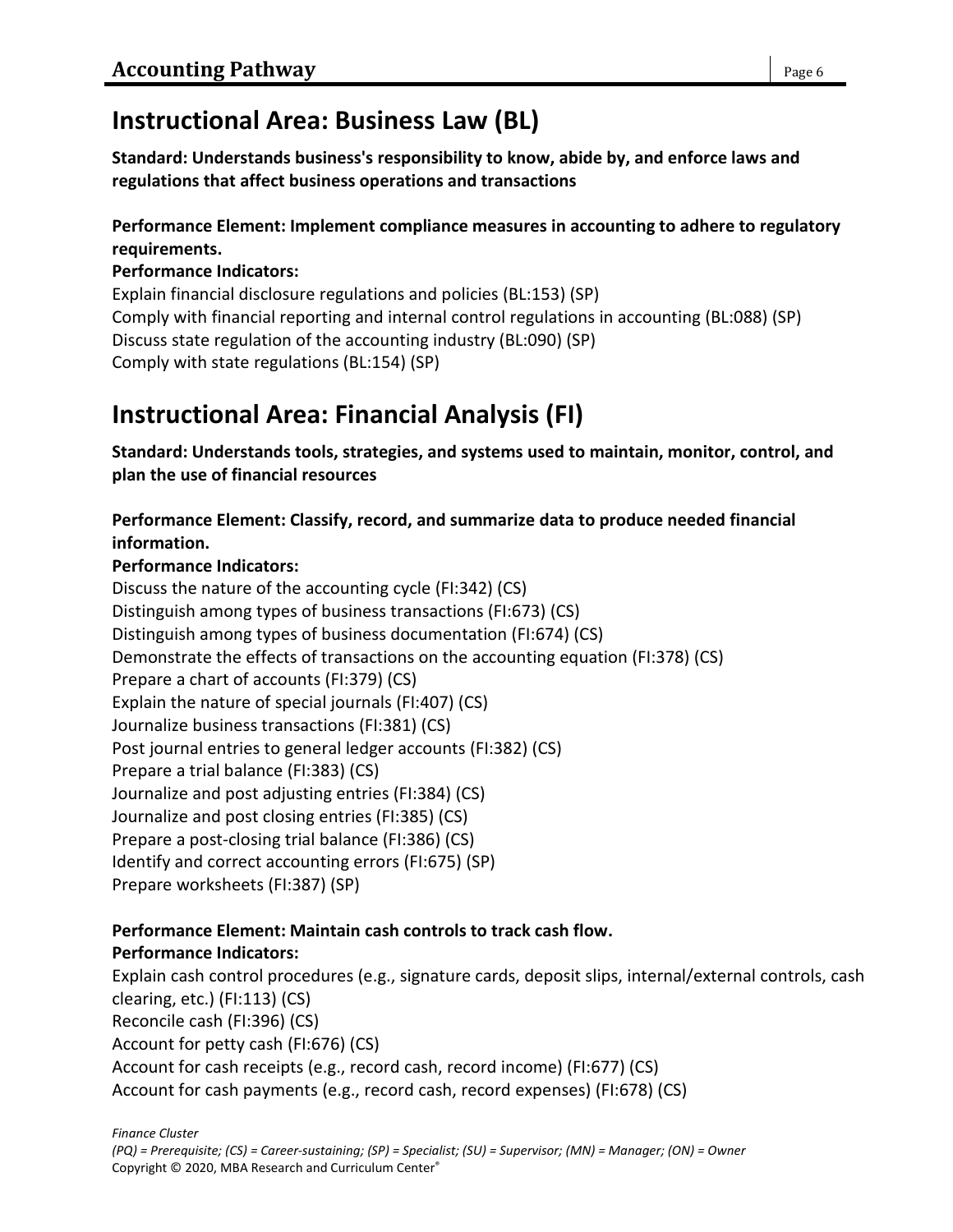## Instructional Area: Business Law (BL)

**Standard: Understands business's responsibility to know, abide by, and enforce laws and regulations that affect business operations and transactions**

**Performance Element: Implement compliance measures in accounting to adhere to regulatory requirements.**

**Performance Indicators:**

Explain financial disclosure regulations and policies (BL:153) (SP)
Comply with financial reporting and internal control regulations in accounting (BL:088) (SP)
Discuss state regulation of the accounting industry (BL:090) (SP)
Comply with state regulations (BL:154) (SP)

## Instructional Area: Financial Analysis (FI)

**Standard: Understands tools, strategies, and systems used to maintain, monitor, control, and plan the use of financial resources**

**Performance Element: Classify, record, and summarize data to produce needed financial information.**

**Performance Indicators:**

Discuss the nature of the accounting cycle (FI:342) (CS)
Distinguish among types of business transactions (FI:673) (CS)
Distinguish among types of business documentation (FI:674) (CS)
Demonstrate the effects of transactions on the accounting equation (FI:378) (CS)
Prepare a chart of accounts (FI:379) (CS)
Explain the nature of special journals (FI:407) (CS)
Journalize business transactions (FI:381) (CS)
Post journal entries to general ledger accounts (FI:382) (CS)
Prepare a trial balance (FI:383) (CS)
Journalize and post adjusting entries (FI:384) (CS)
Journalize and post closing entries (FI:385) (CS)
Prepare a post-closing trial balance (FI:386) (CS)
Identify and correct accounting errors (FI:675) (SP)
Prepare worksheets (FI:387) (SP)

**Performance Element: Maintain cash controls to track cash flow.**

**Performance Indicators:**

Explain cash control procedures (e.g., signature cards, deposit slips, internal/external controls, cash clearing, etc.) (FI:113) (CS)
Reconcile cash (FI:396) (CS)
Account for petty cash (FI:676) (CS)
Account for cash receipts (e.g., record cash, record income) (FI:677) (CS)
Account for cash payments (e.g., record cash, record expenses) (FI:678) (CS)

*Finance Cluster*
*(PQ) = Prerequisite; (CS) = Career-sustaining; (SP) = Specialist; (SU) = Supervisor; (MN) = Manager; (ON) = Owner*
Copyright © 2020, MBA Research and Curriculum Center®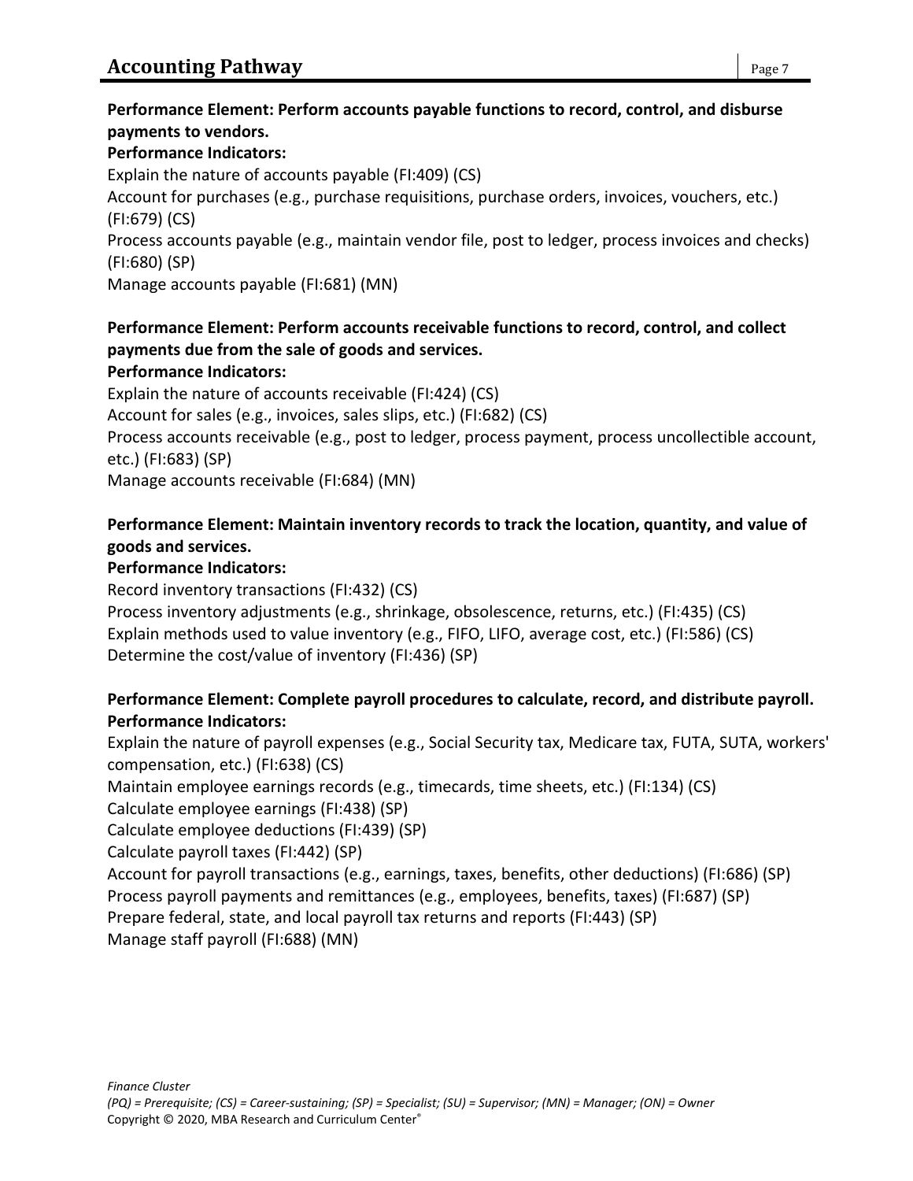**Performance Element: Perform accounts payable functions to record, control, and disburse payments to vendors.**

**Performance Indicators:**

Explain the nature of accounts payable (FI:409) (CS)

Account for purchases (e.g., purchase requisitions, purchase orders, invoices, vouchers, etc.) (FI:679) (CS)

Process accounts payable (e.g., maintain vendor file, post to ledger, process invoices and checks) (FI:680) (SP)

Manage accounts payable (FI:681) (MN)

**Performance Element: Perform accounts receivable functions to record, control, and collect payments due from the sale of goods and services.**

**Performance Indicators:**

Explain the nature of accounts receivable (FI:424) (CS)

Account for sales (e.g., invoices, sales slips, etc.) (FI:682) (CS)

Process accounts receivable (e.g., post to ledger, process payment, process uncollectible account, etc.) (FI:683) (SP)

Manage accounts receivable (FI:684) (MN)

**Performance Element: Maintain inventory records to track the location, quantity, and value of goods and services.**

**Performance Indicators:**

Record inventory transactions (FI:432) (CS)

Process inventory adjustments (e.g., shrinkage, obsolescence, returns, etc.) (FI:435) (CS)

Explain methods used to value inventory (e.g., FIFO, LIFO, average cost, etc.) (FI:586) (CS)

Determine the cost/value of inventory (FI:436) (SP)

**Performance Element: Complete payroll procedures to calculate, record, and distribute payroll.**

**Performance Indicators:**

Explain the nature of payroll expenses (e.g., Social Security tax, Medicare tax, FUTA, SUTA, workers' compensation, etc.) (FI:638) (CS)

Maintain employee earnings records (e.g., timecards, time sheets, etc.) (FI:134) (CS)

Calculate employee earnings (FI:438) (SP)

Calculate employee deductions (FI:439) (SP)

Calculate payroll taxes (FI:442) (SP)

Account for payroll transactions (e.g., earnings, taxes, benefits, other deductions) (FI:686) (SP)

Process payroll payments and remittances (e.g., employees, benefits, taxes) (FI:687) (SP)

Prepare federal, state, and local payroll tax returns and reports (FI:443) (SP)

Manage staff payroll (FI:688) (MN)

*(PQ) = Prerequisite; (CS) = Career-sustaining; (SP) = Specialist; (SU) = Supervisor; (MN) = Manager; (ON) = Owner*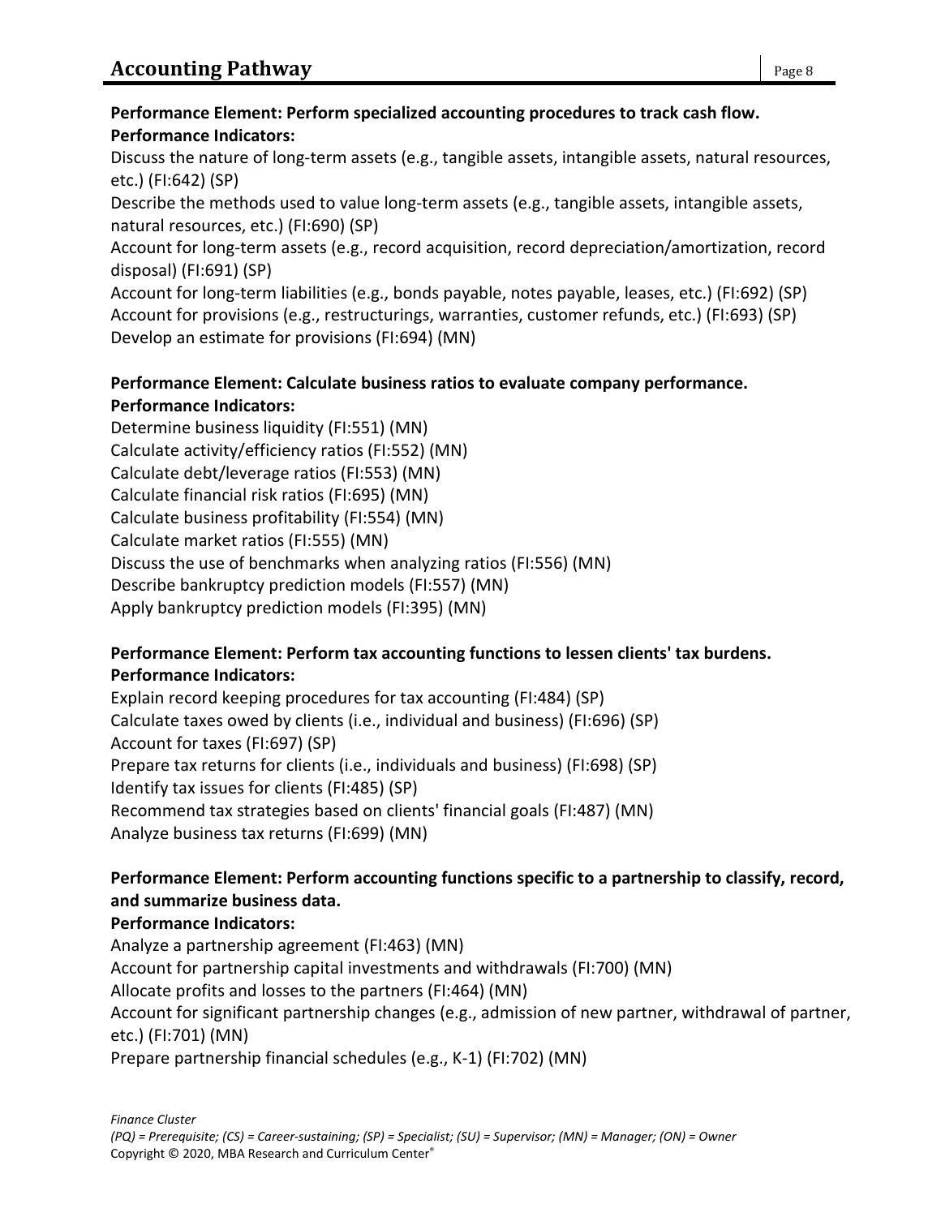**Performance Element: Perform specialized accounting procedures to track cash flow.**

**Performance Indicators:**

Discuss the nature of long-term assets (e.g., tangible assets, intangible assets, natural resources, etc.) (FI:642) (SP)

Describe the methods used to value long-term assets (e.g., tangible assets, intangible assets, natural resources, etc.) (FI:690) (SP)

Account for long-term assets (e.g., record acquisition, record depreciation/amortization, record disposal) (FI:691) (SP)

Account for long-term liabilities (e.g., bonds payable, notes payable, leases, etc.) (FI:692) (SP)

Account for provisions (e.g., restructurings, warranties, customer refunds, etc.) (FI:693) (SP)

Develop an estimate for provisions (FI:694) (MN)

**Performance Element: Calculate business ratios to evaluate company performance.**

**Performance Indicators:**

Determine business liquidity (FI:551) (MN)

Calculate activity/efficiency ratios (FI:552) (MN)

Calculate debt/leverage ratios (FI:553) (MN)

Calculate financial risk ratios (FI:695) (MN)

Calculate business profitability (FI:554) (MN)

Calculate market ratios (FI:555) (MN)

Discuss the use of benchmarks when analyzing ratios (FI:556) (MN)

Describe bankruptcy prediction models (FI:557) (MN)

Apply bankruptcy prediction models (FI:395) (MN)

**Performance Element: Perform tax accounting functions to lessen clients' tax burdens.**

**Performance Indicators:**

Explain record keeping procedures for tax accounting (FI:484) (SP)

Calculate taxes owed by clients (i.e., individual and business) (FI:696) (SP)

Account for taxes (FI:697) (SP)

Prepare tax returns for clients (i.e., individuals and business) (FI:698) (SP)

Identify tax issues for clients (FI:485) (SP)

Recommend tax strategies based on clients' financial goals (FI:487) (MN)

Analyze business tax returns (FI:699) (MN)

**Performance Element: Perform accounting functions specific to a partnership to classify, record, and summarize business data.**

**Performance Indicators:**

Analyze a partnership agreement (FI:463) (MN)

Account for partnership capital investments and withdrawals (FI:700) (MN)

Allocate profits and losses to the partners (FI:464) (MN)

Account for significant partnership changes (e.g., admission of new partner, withdrawal of partner, etc.) (FI:701) (MN)

Prepare partnership financial schedules (e.g., K-1) (FI:702) (MN)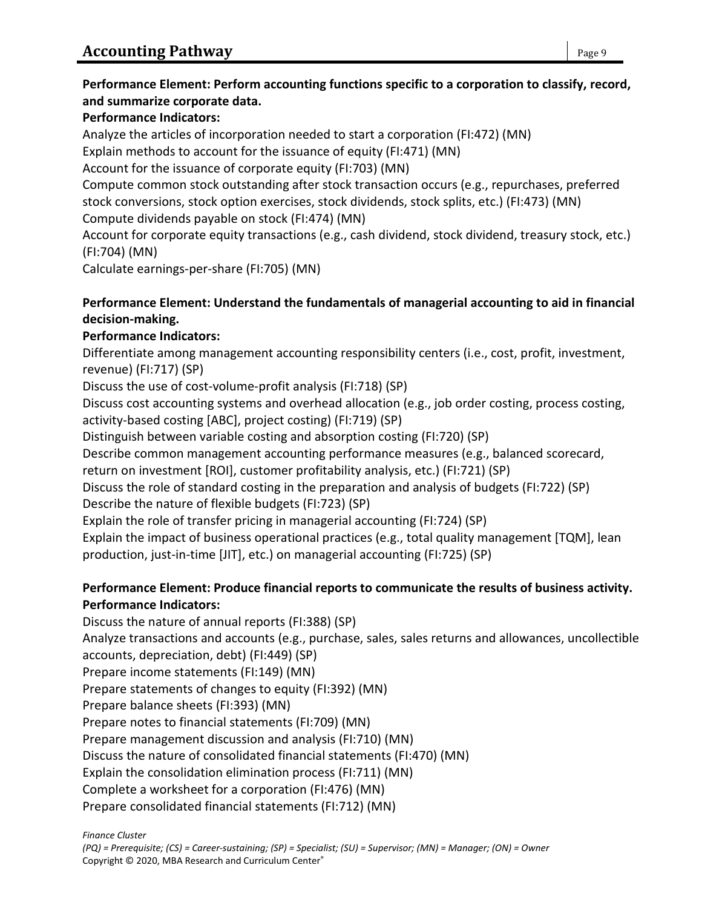**Performance Element: Perform accounting functions specific to a corporation to classify, record, and summarize corporate data.**

**Performance Indicators:**

Analyze the articles of incorporation needed to start a corporation (FI:472) (MN)

Explain methods to account for the issuance of equity (FI:471) (MN)

Account for the issuance of corporate equity (FI:703) (MN)

Compute common stock outstanding after stock transaction occurs (e.g., repurchases, preferred stock conversions, stock option exercises, stock dividends, stock splits, etc.) (FI:473) (MN)

Compute dividends payable on stock (FI:474) (MN)

Account for corporate equity transactions (e.g., cash dividend, stock dividend, treasury stock, etc.) (FI:704) (MN)

Calculate earnings-per-share (FI:705) (MN)

**Performance Element: Understand the fundamentals of managerial accounting to aid in financial decision-making.**

**Performance Indicators:**

Differentiate among management accounting responsibility centers (i.e., cost, profit, investment, revenue) (FI:717) (SP)

Discuss the use of cost-volume-profit analysis (FI:718) (SP)

Discuss cost accounting systems and overhead allocation (e.g., job order costing, process costing, activity-based costing [ABC], project costing) (FI:719) (SP)

Distinguish between variable costing and absorption costing (FI:720) (SP)

Describe common management accounting performance measures (e.g., balanced scorecard, return on investment [ROI], customer profitability analysis, etc.) (FI:721) (SP)

Discuss the role of standard costing in the preparation and analysis of budgets (FI:722) (SP)

Describe the nature of flexible budgets (FI:723) (SP)

Explain the role of transfer pricing in managerial accounting (FI:724) (SP)

Explain the impact of business operational practices (e.g., total quality management [TQM], lean production, just-in-time [JIT], etc.) on managerial accounting (FI:725) (SP)

**Performance Element: Produce financial reports to communicate the results of business activity.**

**Performance Indicators:**

Discuss the nature of annual reports (FI:388) (SP)

Analyze transactions and accounts (e.g., purchase, sales, sales returns and allowances, uncollectible accounts, depreciation, debt) (FI:449) (SP)

Prepare income statements (FI:149) (MN)

Prepare statements of changes to equity (FI:392) (MN)

Prepare balance sheets (FI:393) (MN)

Prepare notes to financial statements (FI:709) (MN)

Prepare management discussion and analysis (FI:710) (MN)

Discuss the nature of consolidated financial statements (FI:470) (MN)

Explain the consolidation elimination process (FI:711) (MN)

Complete a worksheet for a corporation (FI:476) (MN)

Prepare consolidated financial statements (FI:712) (MN)

*Finance Cluster*

*(PQ) = Prerequisite; (CS) = Career-sustaining; (SP) = Specialist; (SU) = Supervisor; (MN) = Manager; (ON) = Owner*

Copyright © 2020, MBA Research and Curriculum Center®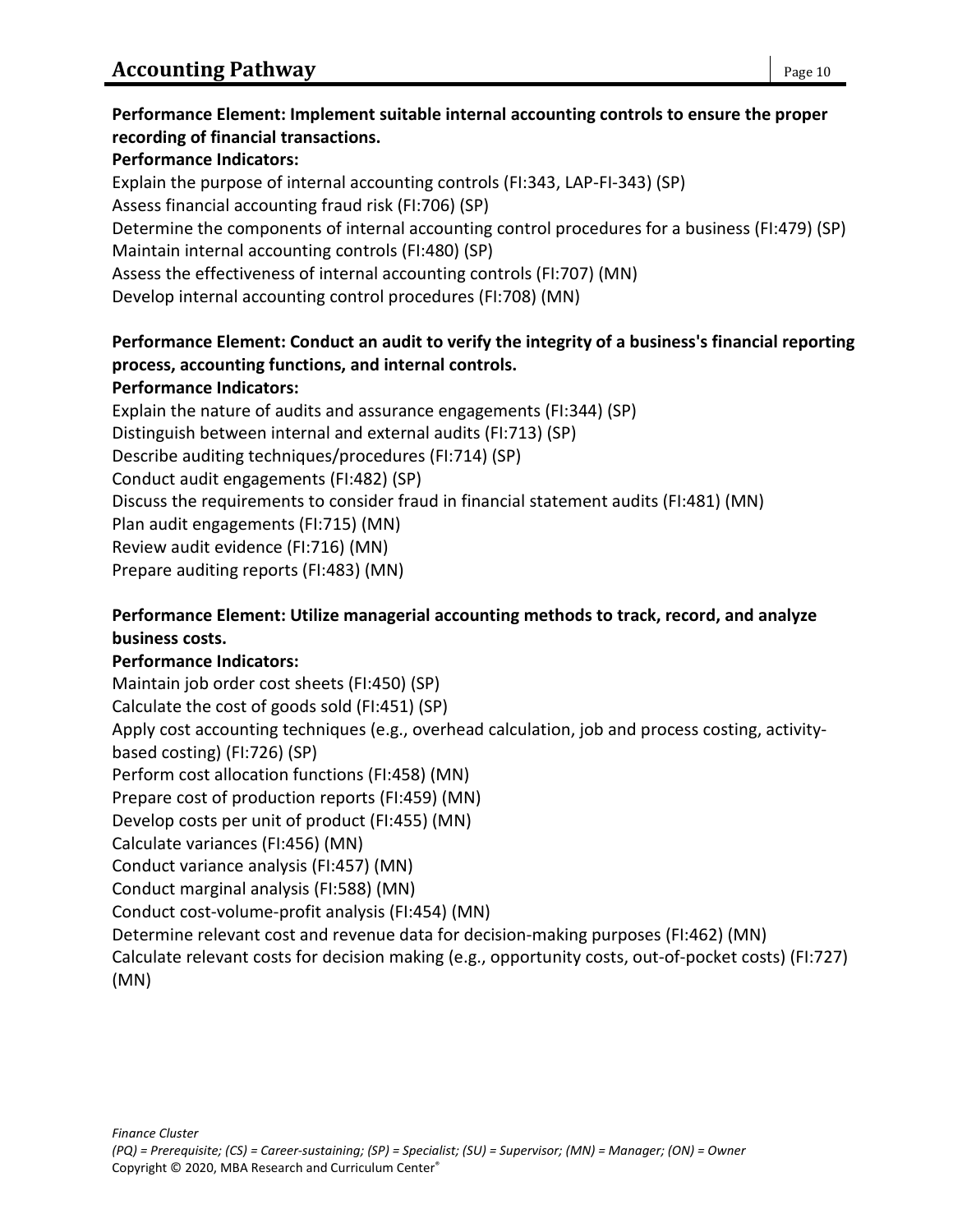**Performance Element: Implement suitable internal accounting controls to ensure the proper recording of financial transactions.**

**Performance Indicators:**

Explain the purpose of internal accounting controls (FI:343, LAP-FI-343) (SP)
Assess financial accounting fraud risk (FI:706) (SP)
Determine the components of internal accounting control procedures for a business (FI:479) (SP)
Maintain internal accounting controls (FI:480) (SP)
Assess the effectiveness of internal accounting controls (FI:707) (MN)
Develop internal accounting control procedures (FI:708) (MN)

**Performance Element: Conduct an audit to verify the integrity of a business's financial reporting process, accounting functions, and internal controls.**

**Performance Indicators:**

Explain the nature of audits and assurance engagements (FI:344) (SP)
Distinguish between internal and external audits (FI:713) (SP)
Describe auditing techniques/procedures (FI:714) (SP)
Conduct audit engagements (FI:482) (SP)
Discuss the requirements to consider fraud in financial statement audits (FI:481) (MN)
Plan audit engagements (FI:715) (MN)
Review audit evidence (FI:716) (MN)
Prepare auditing reports (FI:483) (MN)

**Performance Element: Utilize managerial accounting methods to track, record, and analyze business costs.**

**Performance Indicators:**

Maintain job order cost sheets (FI:450) (SP)
Calculate the cost of goods sold (FI:451) (SP)
Apply cost accounting techniques (e.g., overhead calculation, job and process costing, activity-based costing) (FI:726) (SP)
Perform cost allocation functions (FI:458) (MN)
Prepare cost of production reports (FI:459) (MN)
Develop costs per unit of product (FI:455) (MN)
Calculate variances (FI:456) (MN)
Conduct variance analysis (FI:457) (MN)
Conduct marginal analysis (FI:588) (MN)
Conduct cost-volume-profit analysis (FI:454) (MN)
Determine relevant cost and revenue data for decision-making purposes (FI:462) (MN)
Calculate relevant costs for decision making (e.g., opportunity costs, out-of-pocket costs) (FI:727) (MN)

*Finance Cluster*
*(PQ) = Prerequisite; (CS) = Career-sustaining; (SP) = Specialist; (SU) = Supervisor; (MN) = Manager; (ON) = Owner*
Copyright © 2020, MBA Research and Curriculum Center®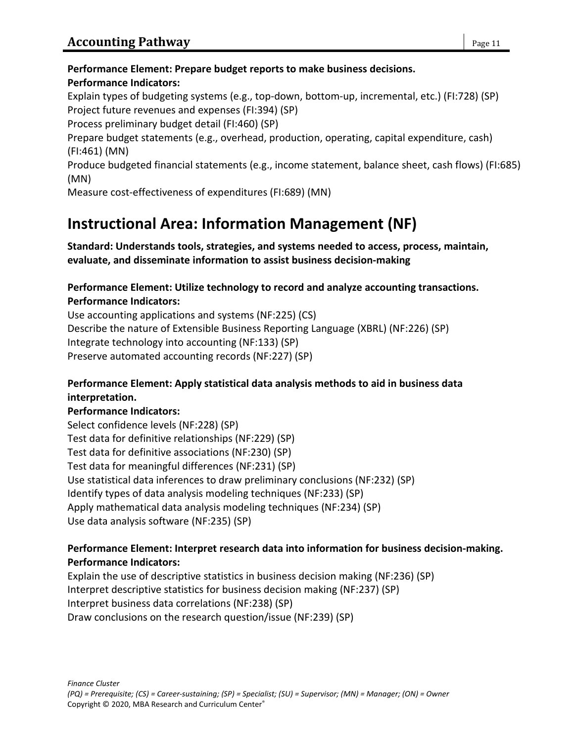**Performance Element: Prepare budget reports to make business decisions.**
**Performance Indicators:**

Explain types of budgeting systems (e.g., top-down, bottom-up, incremental, etc.) (FI:728) (SP)
Project future revenues and expenses (FI:394) (SP)
Process preliminary budget detail (FI:460) (SP)
Prepare budget statements (e.g., overhead, production, operating, capital expenditure, cash) (FI:461) (MN)
Produce budgeted financial statements (e.g., income statement, balance sheet, cash flows) (FI:685) (MN)
Measure cost-effectiveness of expenditures (FI:689) (MN)

# Instructional Area: Information Management (NF)

**Standard: Understands tools, strategies, and systems needed to access, process, maintain, evaluate, and disseminate information to assist business decision-making**

**Performance Element: Utilize technology to record and analyze accounting transactions.**
**Performance Indicators:**

Use accounting applications and systems (NF:225) (CS)
Describe the nature of Extensible Business Reporting Language (XBRL) (NF:226) (SP)
Integrate technology into accounting (NF:133) (SP)
Preserve automated accounting records (NF:227) (SP)

**Performance Element: Apply statistical data analysis methods to aid in business data interpretation.**
**Performance Indicators:**

Select confidence levels (NF:228) (SP)
Test data for definitive relationships (NF:229) (SP)
Test data for definitive associations (NF:230) (SP)
Test data for meaningful differences (NF:231) (SP)
Use statistical data inferences to draw preliminary conclusions (NF:232) (SP)
Identify types of data analysis modeling techniques (NF:233) (SP)
Apply mathematical data analysis modeling techniques (NF:234) (SP)
Use data analysis software (NF:235) (SP)

**Performance Element: Interpret research data into information for business decision-making.**
**Performance Indicators:**

Explain the use of descriptive statistics in business decision making (NF:236) (SP)
Interpret descriptive statistics for business decision making (NF:237) (SP)
Interpret business data correlations (NF:238) (SP)
Draw conclusions on the research question/issue (NF:239) (SP)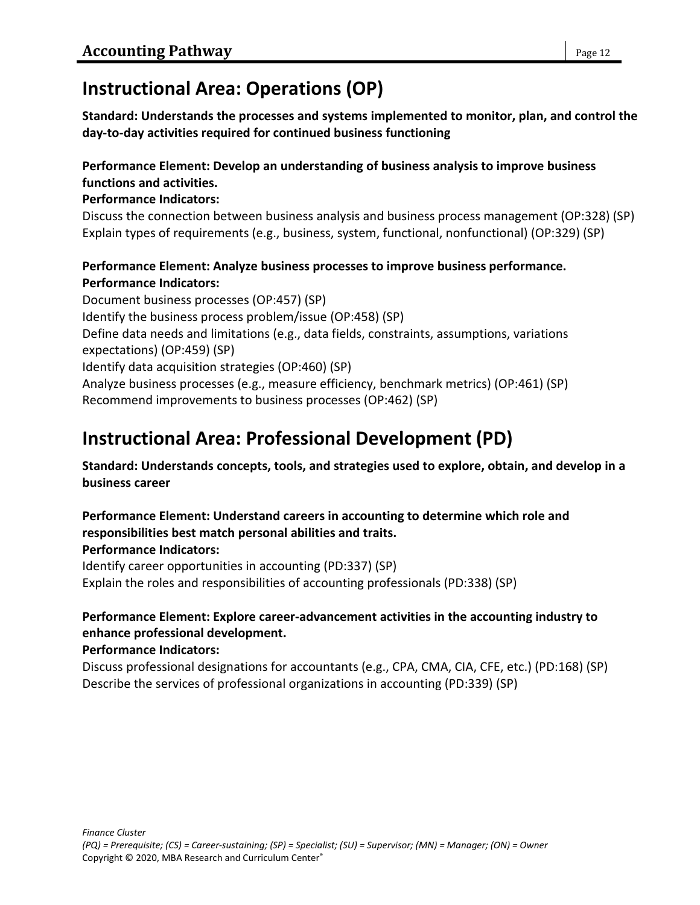## Instructional Area: Operations (OP)

**Standard: Understands the processes and systems implemented to monitor, plan, and control the day-to-day activities required for continued business functioning**

**Performance Element: Develop an understanding of business analysis to improve business functions and activities.**

**Performance Indicators:**

Discuss the connection between business analysis and business process management (OP:328) (SP)
Explain types of requirements (e.g., business, system, functional, nonfunctional) (OP:329) (SP)

**Performance Element: Analyze business processes to improve business performance.**

**Performance Indicators:**

Document business processes (OP:457) (SP)
Identify the business process problem/issue (OP:458) (SP)
Define data needs and limitations (e.g., data fields, constraints, assumptions, variations expectations) (OP:459) (SP)
Identify data acquisition strategies (OP:460) (SP)
Analyze business processes (e.g., measure efficiency, benchmark metrics) (OP:461) (SP)
Recommend improvements to business processes (OP:462) (SP)

## Instructional Area: Professional Development (PD)

**Standard: Understands concepts, tools, and strategies used to explore, obtain, and develop in a business career**

**Performance Element: Understand careers in accounting to determine which role and responsibilities best match personal abilities and traits.**

**Performance Indicators:**

Identify career opportunities in accounting (PD:337) (SP)
Explain the roles and responsibilities of accounting professionals (PD:338) (SP)

**Performance Element: Explore career-advancement activities in the accounting industry to enhance professional development.**

**Performance Indicators:**

Discuss professional designations for accountants (e.g., CPA, CMA, CIA, CFE, etc.) (PD:168) (SP)
Describe the services of professional organizations in accounting (PD:339) (SP)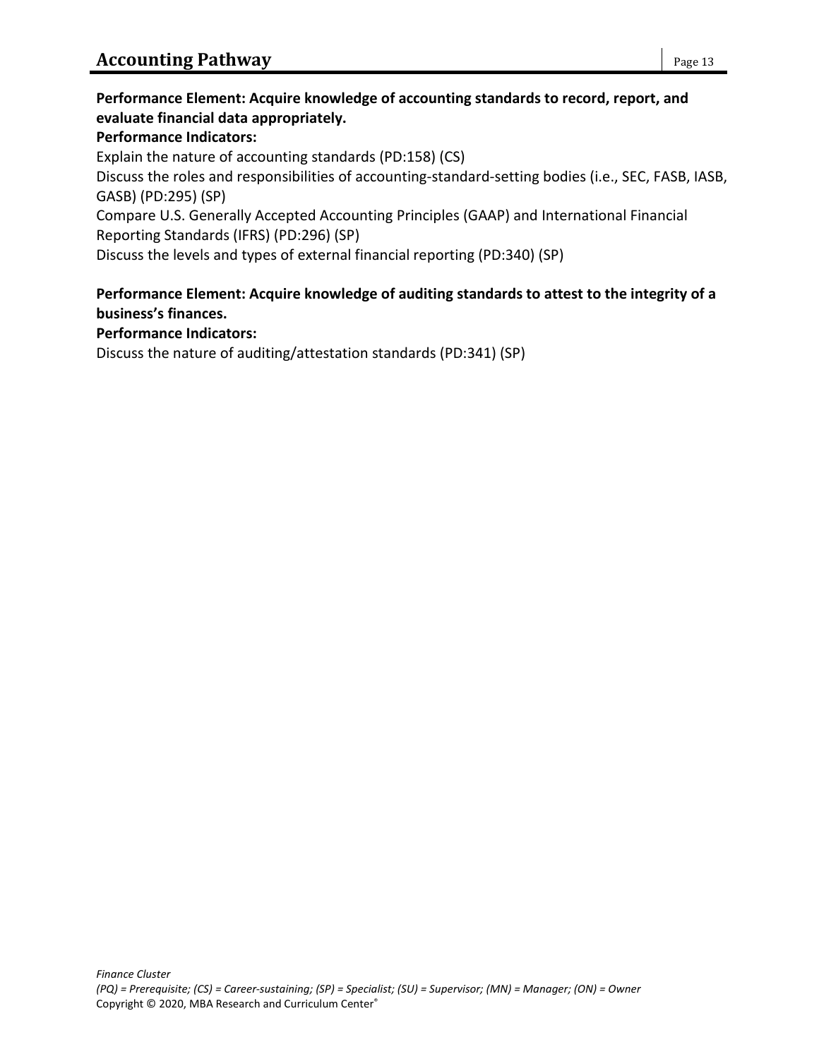**Performance Element: Acquire knowledge of accounting standards to record, report, and evaluate financial data appropriately.**

**Performance Indicators:**

Explain the nature of accounting standards (PD:158) (CS)

Discuss the roles and responsibilities of accounting-standard-setting bodies (i.e., SEC, FASB, IASB, GASB) (PD:295) (SP)

Compare U.S. Generally Accepted Accounting Principles (GAAP) and International Financial Reporting Standards (IFRS) (PD:296) (SP)

Discuss the levels and types of external financial reporting (PD:340) (SP)

**Performance Element: Acquire knowledge of auditing standards to attest to the integrity of a business's finances.**

**Performance Indicators:**

Discuss the nature of auditing/attestation standards (PD:341) (SP)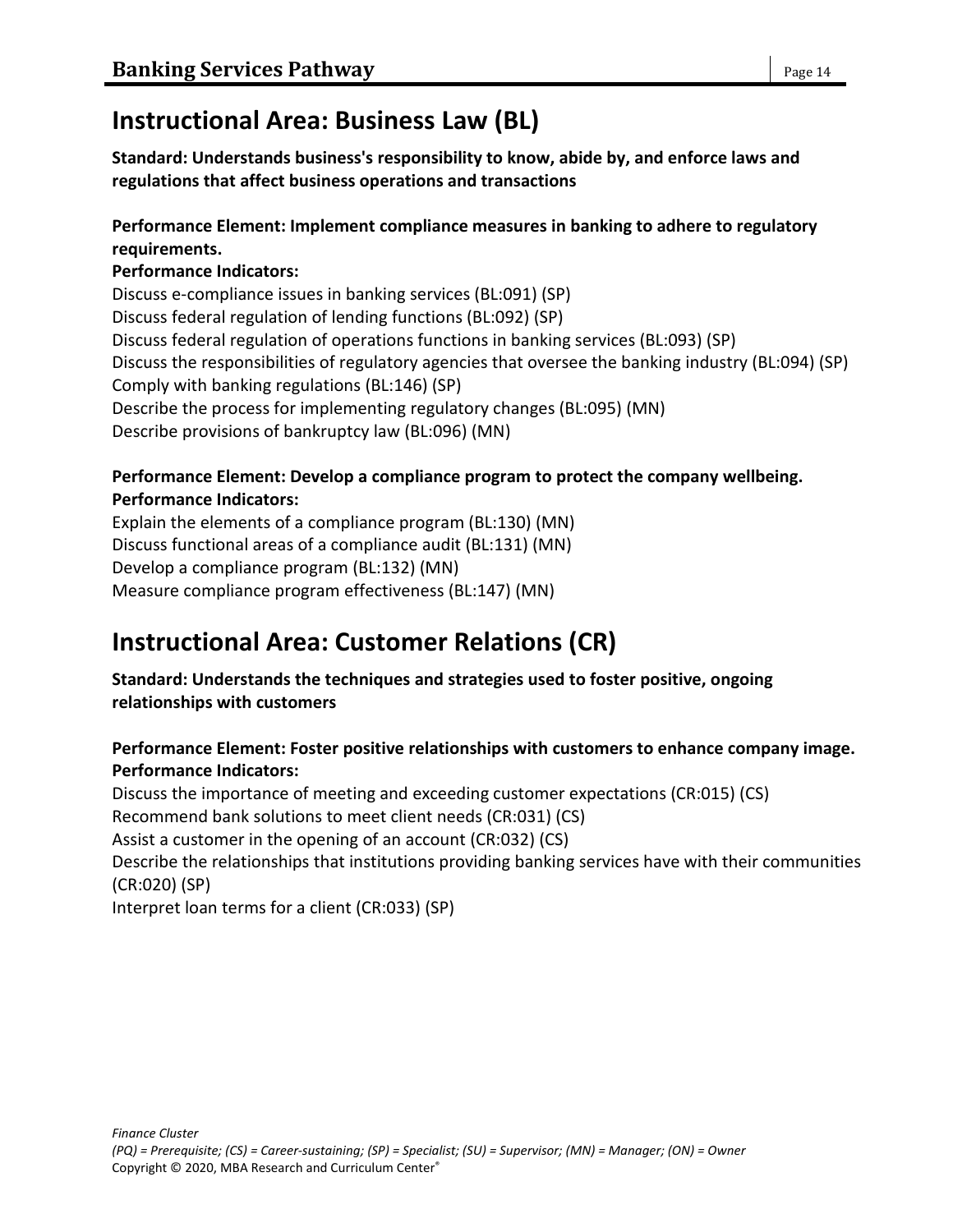## Instructional Area: Business Law (BL)

**Standard: Understands business's responsibility to know, abide by, and enforce laws and regulations that affect business operations and transactions**

**Performance Element: Implement compliance measures in banking to adhere to regulatory requirements.**

**Performance Indicators:**

Discuss e-compliance issues in banking services (BL:091) (SP)
Discuss federal regulation of lending functions (BL:092) (SP)
Discuss federal regulation of operations functions in banking services (BL:093) (SP)
Discuss the responsibilities of regulatory agencies that oversee the banking industry (BL:094) (SP)
Comply with banking regulations (BL:146) (SP)
Describe the process for implementing regulatory changes (BL:095) (MN)
Describe provisions of bankruptcy law (BL:096) (MN)

**Performance Element: Develop a compliance program to protect the company wellbeing.**

**Performance Indicators:**

Explain the elements of a compliance program (BL:130) (MN)
Discuss functional areas of a compliance audit (BL:131) (MN)
Develop a compliance program (BL:132) (MN)
Measure compliance program effectiveness (BL:147) (MN)

## Instructional Area: Customer Relations (CR)

**Standard: Understands the techniques and strategies used to foster positive, ongoing relationships with customers**

**Performance Element: Foster positive relationships with customers to enhance company image.**

**Performance Indicators:**

Discuss the importance of meeting and exceeding customer expectations (CR:015) (CS)
Recommend bank solutions to meet client needs (CR:031) (CS)
Assist a customer in the opening of an account (CR:032) (CS)
Describe the relationships that institutions providing banking services have with their communities (CR:020) (SP)
Interpret loan terms for a client (CR:033) (SP)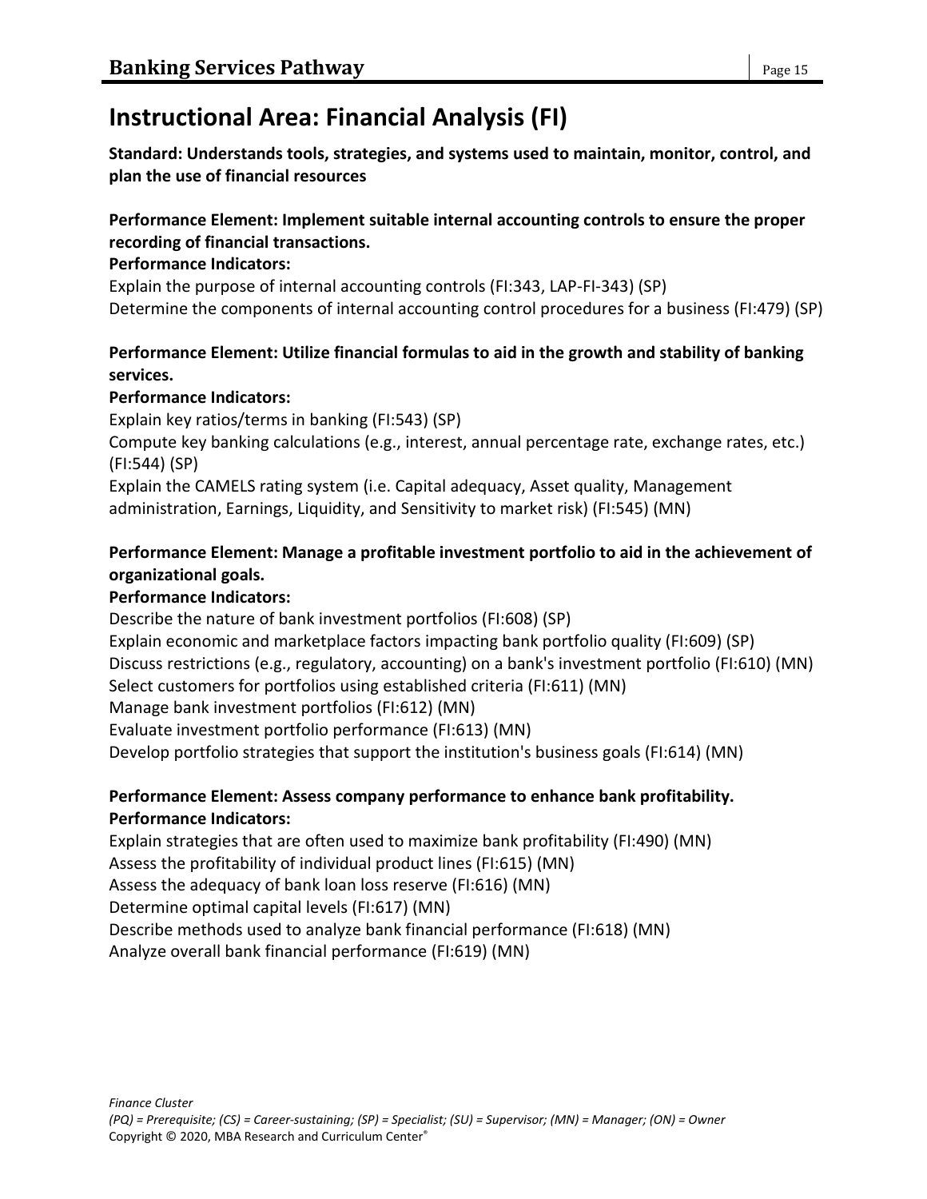# Instructional Area: Financial Analysis (FI)

**Standard: Understands tools, strategies, and systems used to maintain, monitor, control, and plan the use of financial resources**

**Performance Element: Implement suitable internal accounting controls to ensure the proper recording of financial transactions.**

**Performance Indicators:**

Explain the purpose of internal accounting controls (FI:343, LAP-FI-343) (SP)
Determine the components of internal accounting control procedures for a business (FI:479) (SP)

**Performance Element: Utilize financial formulas to aid in the growth and stability of banking services.**

**Performance Indicators:**

Explain key ratios/terms in banking (FI:543) (SP)
Compute key banking calculations (e.g., interest, annual percentage rate, exchange rates, etc.) (FI:544) (SP)
Explain the CAMELS rating system (i.e. Capital adequacy, Asset quality, Management administration, Earnings, Liquidity, and Sensitivity to market risk) (FI:545) (MN)

**Performance Element: Manage a profitable investment portfolio to aid in the achievement of organizational goals.**

**Performance Indicators:**

Describe the nature of bank investment portfolios (FI:608) (SP)
Explain economic and marketplace factors impacting bank portfolio quality (FI:609) (SP)
Discuss restrictions (e.g., regulatory, accounting) on a bank's investment portfolio (FI:610) (MN)
Select customers for portfolios using established criteria (FI:611) (MN)
Manage bank investment portfolios (FI:612) (MN)
Evaluate investment portfolio performance (FI:613) (MN)
Develop portfolio strategies that support the institution's business goals (FI:614) (MN)

**Performance Element: Assess company performance to enhance bank profitability.**

**Performance Indicators:**

Explain strategies that are often used to maximize bank profitability (FI:490) (MN)
Assess the profitability of individual product lines (FI:615) (MN)
Assess the adequacy of bank loan loss reserve (FI:616) (MN)
Determine optimal capital levels (FI:617) (MN)
Describe methods used to analyze bank financial performance (FI:618) (MN)
Analyze overall bank financial performance (FI:619) (MN)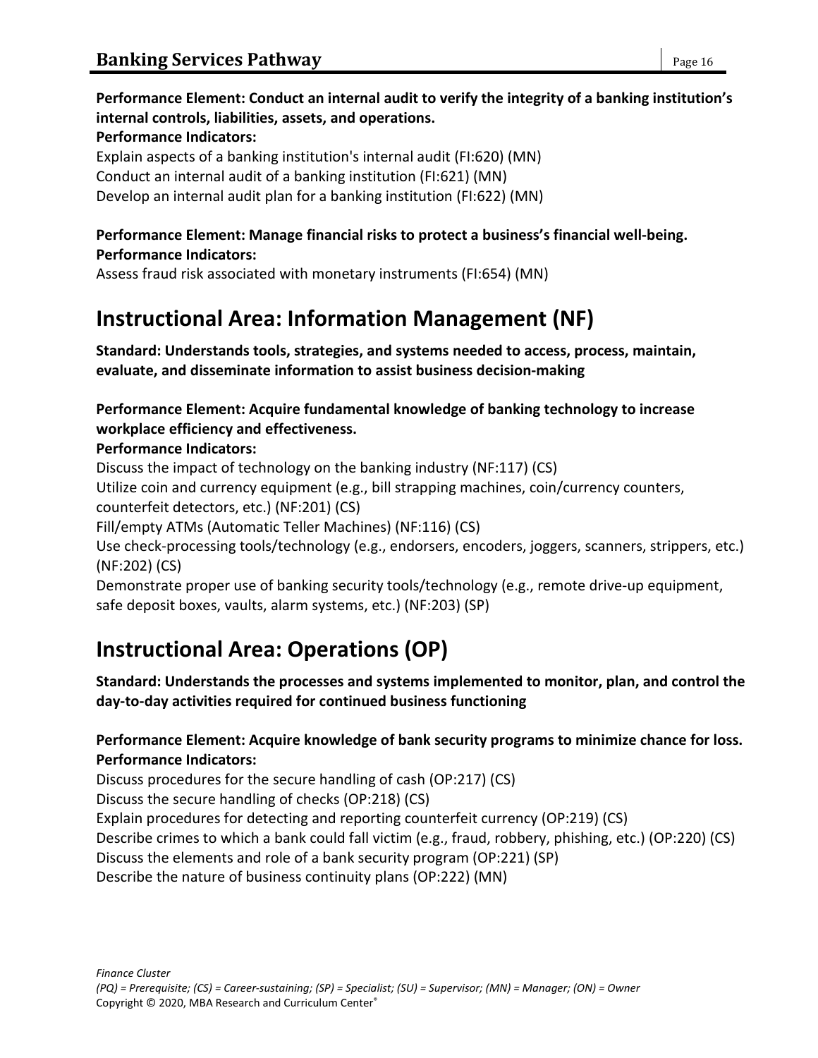**Performance Element: Conduct an internal audit to verify the integrity of a banking institution's internal controls, liabilities, assets, and operations.**
**Performance Indicators:**
Explain aspects of a banking institution's internal audit (FI:620) (MN)
Conduct an internal audit of a banking institution (FI:621) (MN)
Develop an internal audit plan for a banking institution (FI:622) (MN)

**Performance Element: Manage financial risks to protect a business's financial well-being.**
**Performance Indicators:**
Assess fraud risk associated with monetary instruments (FI:654) (MN)

## Instructional Area: Information Management (NF)

**Standard: Understands tools, strategies, and systems needed to access, process, maintain, evaluate, and disseminate information to assist business decision-making**

**Performance Element: Acquire fundamental knowledge of banking technology to increase workplace efficiency and effectiveness.**
**Performance Indicators:**
Discuss the impact of technology on the banking industry (NF:117) (CS)
Utilize coin and currency equipment (e.g., bill strapping machines, coin/currency counters, counterfeit detectors, etc.) (NF:201) (CS)
Fill/empty ATMs (Automatic Teller Machines) (NF:116) (CS)
Use check-processing tools/technology (e.g., endorsers, encoders, joggers, scanners, strippers, etc.) (NF:202) (CS)
Demonstrate proper use of banking security tools/technology (e.g., remote drive-up equipment, safe deposit boxes, vaults, alarm systems, etc.) (NF:203) (SP)

## Instructional Area: Operations (OP)

**Standard: Understands the processes and systems implemented to monitor, plan, and control the day-to-day activities required for continued business functioning**

**Performance Element: Acquire knowledge of bank security programs to minimize chance for loss.**
**Performance Indicators:**
Discuss procedures for the secure handling of cash (OP:217) (CS)
Discuss the secure handling of checks (OP:218) (CS)
Explain procedures for detecting and reporting counterfeit currency (OP:219) (CS)
Describe crimes to which a bank could fall victim (e.g., fraud, robbery, phishing, etc.) (OP:220) (CS)
Discuss the elements and role of a bank security program (OP:221) (SP)
Describe the nature of business continuity plans (OP:222) (MN)

*Finance Cluster*
*(PQ) = Prerequisite; (CS) = Career-sustaining; (SP) = Specialist; (SU) = Supervisor; (MN) = Manager; (ON) = Owner*
Copyright © 2020, MBA Research and Curriculum Center®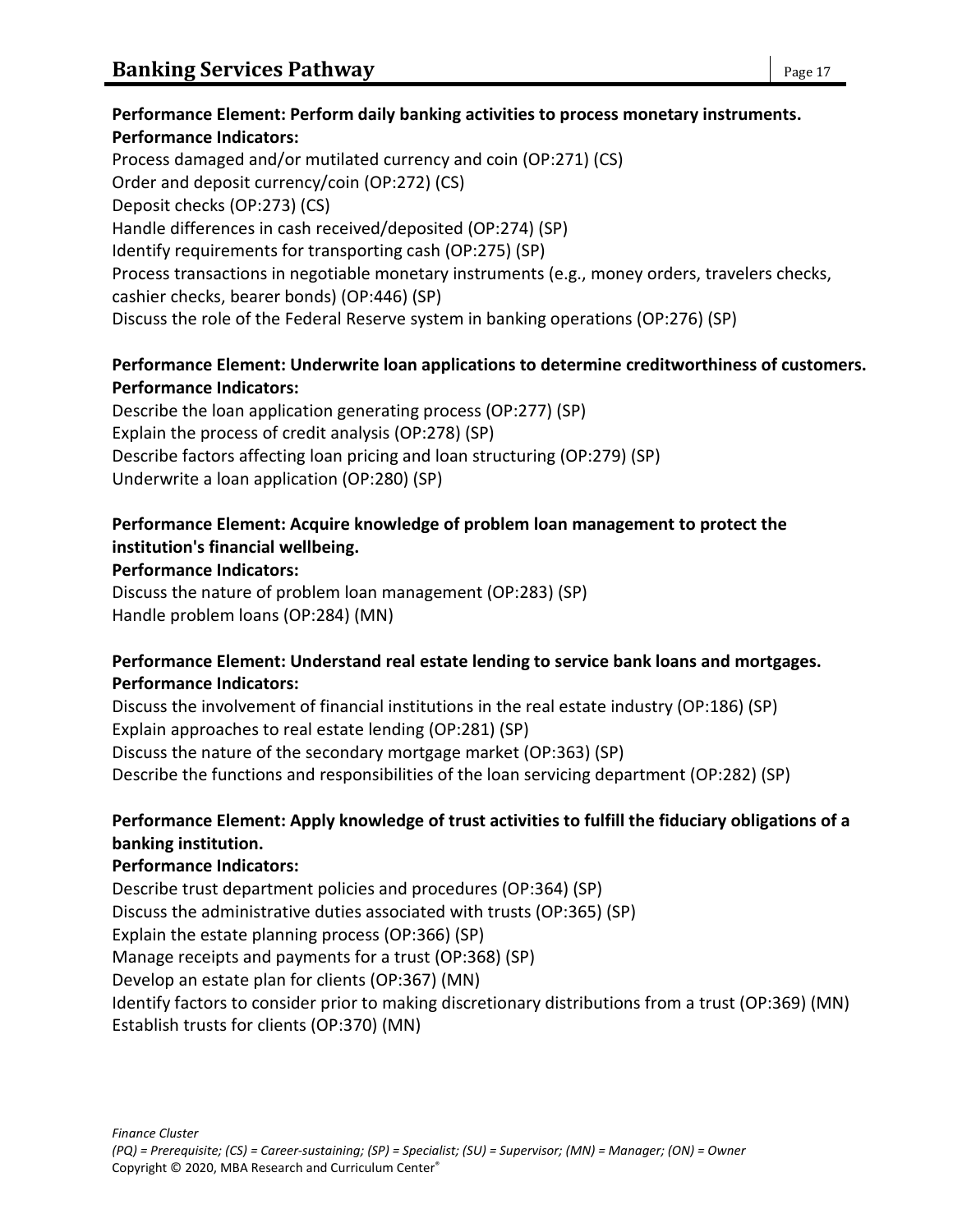**Performance Element: Perform daily banking activities to process monetary instruments.**
**Performance Indicators:**

Process damaged and/or mutilated currency and coin (OP:271) (CS)
Order and deposit currency/coin (OP:272) (CS)
Deposit checks (OP:273) (CS)
Handle differences in cash received/deposited (OP:274) (SP)
Identify requirements for transporting cash (OP:275) (SP)
Process transactions in negotiable monetary instruments (e.g., money orders, travelers checks, cashier checks, bearer bonds) (OP:446) (SP)
Discuss the role of the Federal Reserve system in banking operations (OP:276) (SP)

**Performance Element: Underwrite loan applications to determine creditworthiness of customers.**
**Performance Indicators:**

Describe the loan application generating process (OP:277) (SP)
Explain the process of credit analysis (OP:278) (SP)
Describe factors affecting loan pricing and loan structuring (OP:279) (SP)
Underwrite a loan application (OP:280) (SP)

**Performance Element: Acquire knowledge of problem loan management to protect the institution's financial wellbeing.**
**Performance Indicators:**

Discuss the nature of problem loan management (OP:283) (SP)
Handle problem loans (OP:284) (MN)

**Performance Element: Understand real estate lending to service bank loans and mortgages.**
**Performance Indicators:**

Discuss the involvement of financial institutions in the real estate industry (OP:186) (SP)
Explain approaches to real estate lending (OP:281) (SP)
Discuss the nature of the secondary mortgage market (OP:363) (SP)
Describe the functions and responsibilities of the loan servicing department (OP:282) (SP)

**Performance Element: Apply knowledge of trust activities to fulfill the fiduciary obligations of a banking institution.**
**Performance Indicators:**

Describe trust department policies and procedures (OP:364) (SP)
Discuss the administrative duties associated with trusts (OP:365) (SP)
Explain the estate planning process (OP:366) (SP)
Manage receipts and payments for a trust (OP:368) (SP)
Develop an estate plan for clients (OP:367) (MN)
Identify factors to consider prior to making discretionary distributions from a trust (OP:369) (MN)
Establish trusts for clients (OP:370) (MN)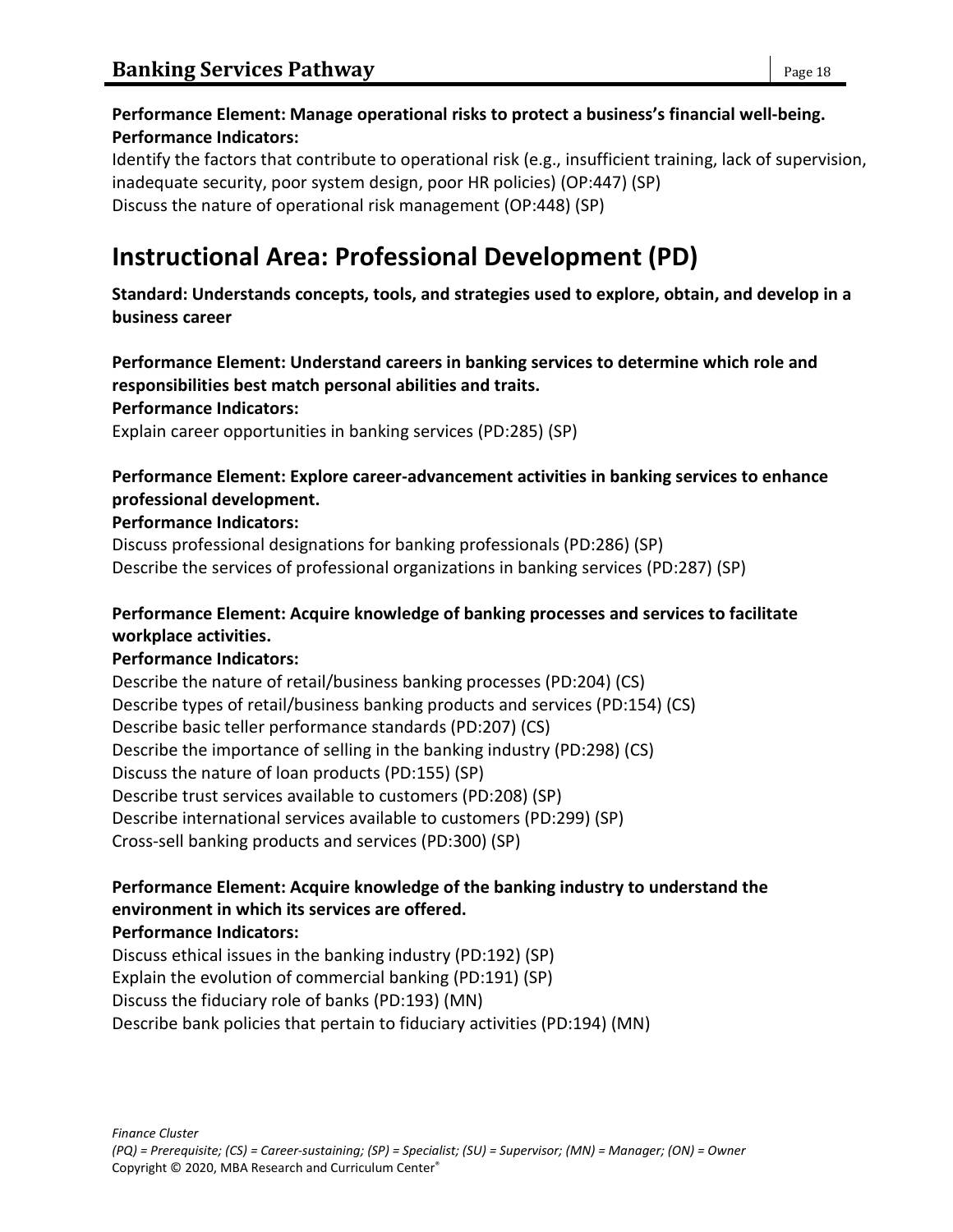**Performance Element: Manage operational risks to protect a business's financial well-being.**
**Performance Indicators:**

Identify the factors that contribute to operational risk (e.g., insufficient training, lack of supervision, inadequate security, poor system design, poor HR policies) (OP:447) (SP)
Discuss the nature of operational risk management (OP:448) (SP)

# Instructional Area: Professional Development (PD)

**Standard: Understands concepts, tools, and strategies used to explore, obtain, and develop in a business career**

**Performance Element: Understand careers in banking services to determine which role and responsibilities best match personal abilities and traits.**
**Performance Indicators:**

Explain career opportunities in banking services (PD:285) (SP)

**Performance Element: Explore career-advancement activities in banking services to enhance professional development.**
**Performance Indicators:**

Discuss professional designations for banking professionals (PD:286) (SP)
Describe the services of professional organizations in banking services (PD:287) (SP)

**Performance Element: Acquire knowledge of banking processes and services to facilitate workplace activities.**
**Performance Indicators:**

Describe the nature of retail/business banking processes (PD:204) (CS)
Describe types of retail/business banking products and services (PD:154) (CS)
Describe basic teller performance standards (PD:207) (CS)
Describe the importance of selling in the banking industry (PD:298) (CS)
Discuss the nature of loan products (PD:155) (SP)
Describe trust services available to customers (PD:208) (SP)
Describe international services available to customers (PD:299) (SP)
Cross-sell banking products and services (PD:300) (SP)

**Performance Element: Acquire knowledge of the banking industry to understand the environment in which its services are offered.**
**Performance Indicators:**

Discuss ethical issues in the banking industry (PD:192) (SP)
Explain the evolution of commercial banking (PD:191) (SP)
Discuss the fiduciary role of banks (PD:193) (MN)
Describe bank policies that pertain to fiduciary activities (PD:194) (MN)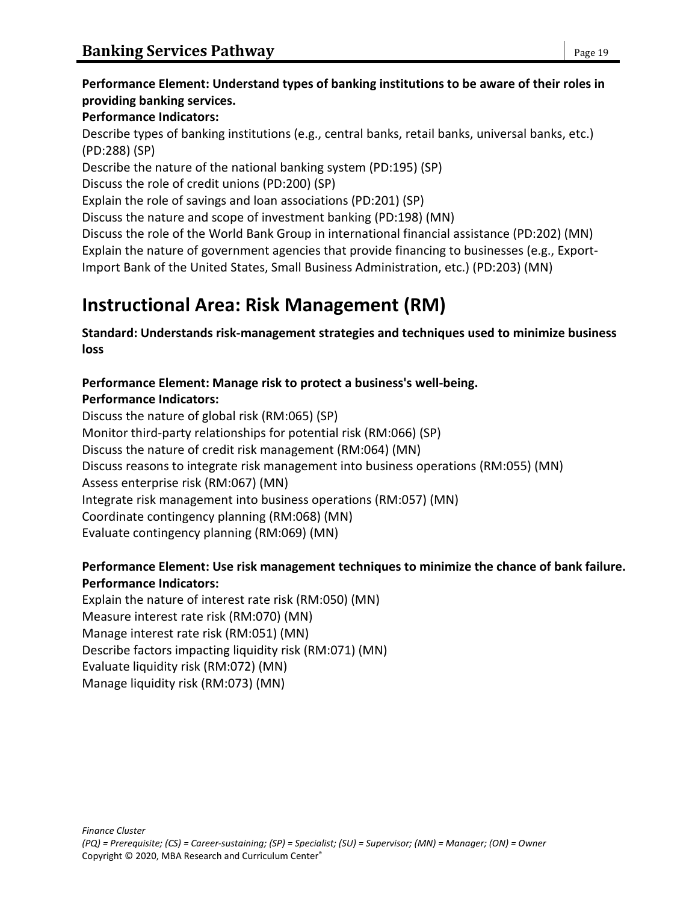**Performance Element: Understand types of banking institutions to be aware of their roles in providing banking services.**

**Performance Indicators:**

Describe types of banking institutions (e.g., central banks, retail banks, universal banks, etc.) (PD:288) (SP)
Describe the nature of the national banking system (PD:195) (SP)
Discuss the role of credit unions (PD:200) (SP)
Explain the role of savings and loan associations (PD:201) (SP)
Discuss the nature and scope of investment banking (PD:198) (MN)
Discuss the role of the World Bank Group in international financial assistance (PD:202) (MN)
Explain the nature of government agencies that provide financing to businesses (e.g., Export-Import Bank of the United States, Small Business Administration, etc.) (PD:203) (MN)

# Instructional Area: Risk Management (RM)

**Standard: Understands risk-management strategies and techniques used to minimize business loss**

**Performance Element: Manage risk to protect a business's well-being.**

**Performance Indicators:**

Discuss the nature of global risk (RM:065) (SP)
Monitor third-party relationships for potential risk (RM:066) (SP)
Discuss the nature of credit risk management (RM:064) (MN)
Discuss reasons to integrate risk management into business operations (RM:055) (MN)
Assess enterprise risk (RM:067) (MN)
Integrate risk management into business operations (RM:057) (MN)
Coordinate contingency planning (RM:068) (MN)
Evaluate contingency planning (RM:069) (MN)

**Performance Element: Use risk management techniques to minimize the chance of bank failure.**

**Performance Indicators:**

Explain the nature of interest rate risk (RM:050) (MN)
Measure interest rate risk (RM:070) (MN)
Manage interest rate risk (RM:051) (MN)
Describe factors impacting liquidity risk (RM:071) (MN)
Evaluate liquidity risk (RM:072) (MN)
Manage liquidity risk (RM:073) (MN)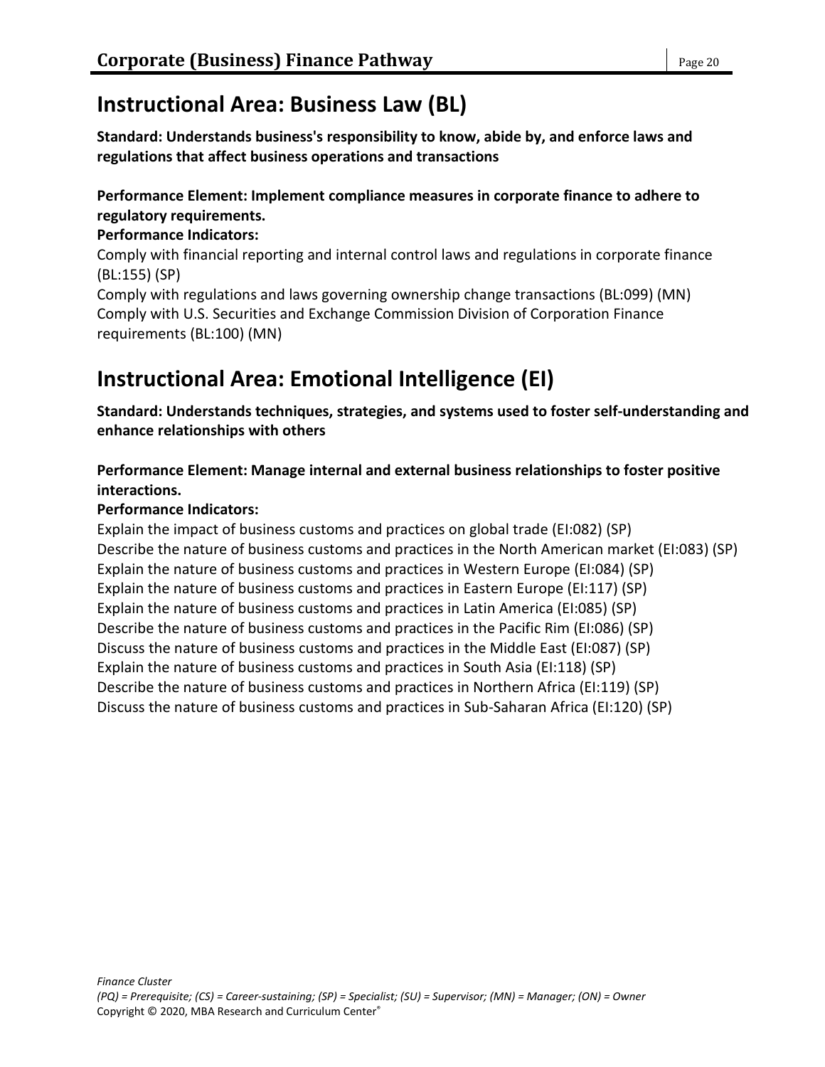# Instructional Area: Business Law (BL)

**Standard: Understands business's responsibility to know, abide by, and enforce laws and regulations that affect business operations and transactions**

**Performance Element: Implement compliance measures in corporate finance to adhere to regulatory requirements.**

**Performance Indicators:**

Comply with financial reporting and internal control laws and regulations in corporate finance (BL:155) (SP)
Comply with regulations and laws governing ownership change transactions (BL:099) (MN)
Comply with U.S. Securities and Exchange Commission Division of Corporation Finance requirements (BL:100) (MN)

# Instructional Area: Emotional Intelligence (EI)

**Standard: Understands techniques, strategies, and systems used to foster self-understanding and enhance relationships with others**

**Performance Element: Manage internal and external business relationships to foster positive interactions.**

**Performance Indicators:**

Explain the impact of business customs and practices on global trade (EI:082) (SP)
Describe the nature of business customs and practices in the North American market (EI:083) (SP)
Explain the nature of business customs and practices in Western Europe (EI:084) (SP)
Explain the nature of business customs and practices in Eastern Europe (EI:117) (SP)
Explain the nature of business customs and practices in Latin America (EI:085) (SP)
Describe the nature of business customs and practices in the Pacific Rim (EI:086) (SP)
Discuss the nature of business customs and practices in the Middle East (EI:087) (SP)
Explain the nature of business customs and practices in South Asia (EI:118) (SP)
Describe the nature of business customs and practices in Northern Africa (EI:119) (SP)
Discuss the nature of business customs and practices in Sub-Saharan Africa (EI:120) (SP)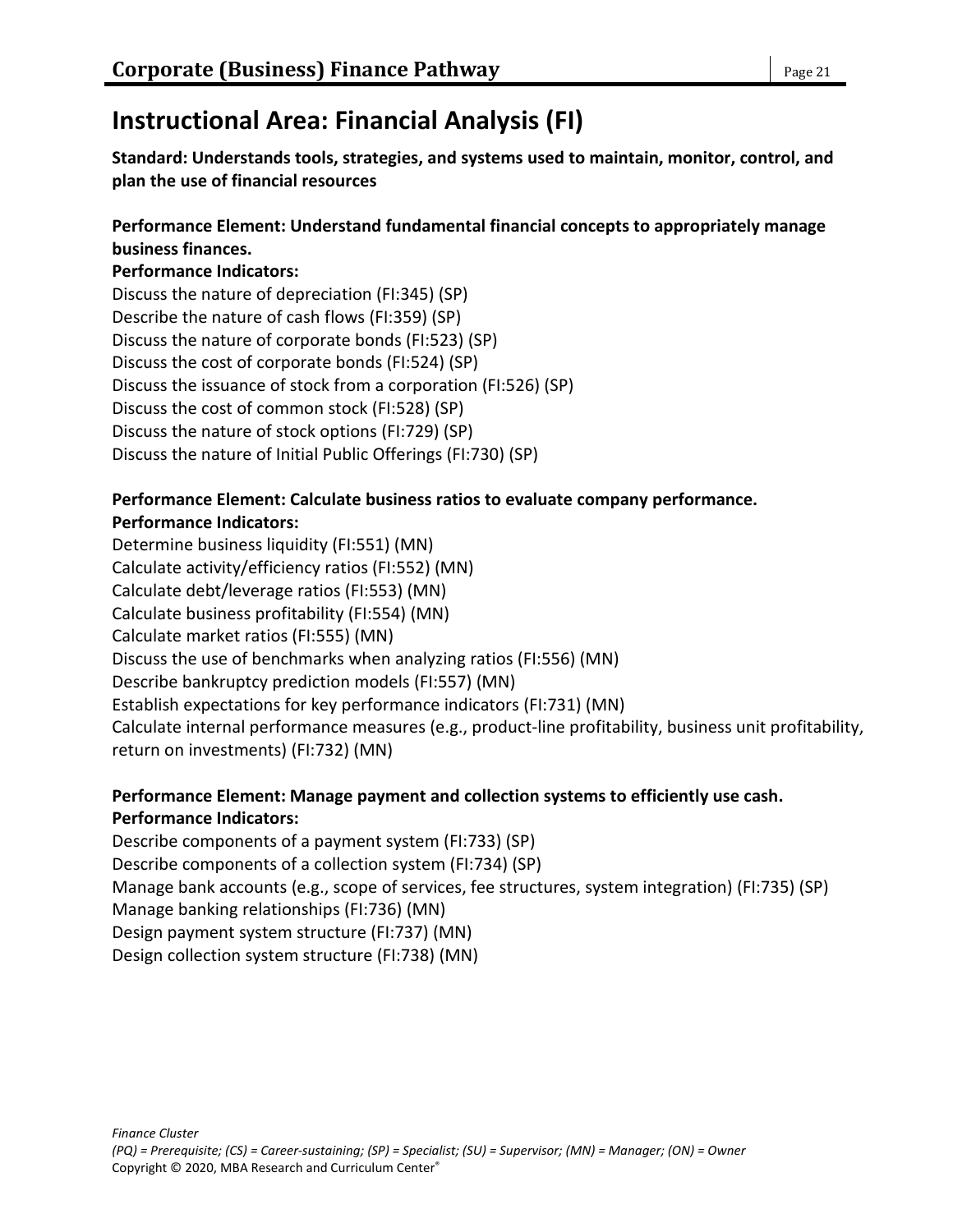## Instructional Area: Financial Analysis (FI)

**Standard: Understands tools, strategies, and systems used to maintain, monitor, control, and plan the use of financial resources**

**Performance Element: Understand fundamental financial concepts to appropriately manage business finances.**

**Performance Indicators:**

Discuss the nature of depreciation (FI:345) (SP)
Describe the nature of cash flows (FI:359) (SP)
Discuss the nature of corporate bonds (FI:523) (SP)
Discuss the cost of corporate bonds (FI:524) (SP)
Discuss the issuance of stock from a corporation (FI:526) (SP)
Discuss the cost of common stock (FI:528) (SP)
Discuss the nature of stock options (FI:729) (SP)
Discuss the nature of Initial Public Offerings (FI:730) (SP)

**Performance Element: Calculate business ratios to evaluate company performance.**

**Performance Indicators:**

Determine business liquidity (FI:551) (MN)
Calculate activity/efficiency ratios (FI:552) (MN)
Calculate debt/leverage ratios (FI:553) (MN)
Calculate business profitability (FI:554) (MN)
Calculate market ratios (FI:555) (MN)
Discuss the use of benchmarks when analyzing ratios (FI:556) (MN)
Describe bankruptcy prediction models (FI:557) (MN)
Establish expectations for key performance indicators (FI:731) (MN)
Calculate internal performance measures (e.g., product-line profitability, business unit profitability, return on investments) (FI:732) (MN)

**Performance Element: Manage payment and collection systems to efficiently use cash.**

**Performance Indicators:**

Describe components of a payment system (FI:733) (SP)
Describe components of a collection system (FI:734) (SP)
Manage bank accounts (e.g., scope of services, fee structures, system integration) (FI:735) (SP)
Manage banking relationships (FI:736) (MN)
Design payment system structure (FI:737) (MN)
Design collection system structure (FI:738) (MN)

*Finance Cluster*
*(PQ) = Prerequisite; (CS) = Career-sustaining; (SP) = Specialist; (SU) = Supervisor; (MN) = Manager; (ON) = Owner*
Copyright © 2020, MBA Research and Curriculum Center®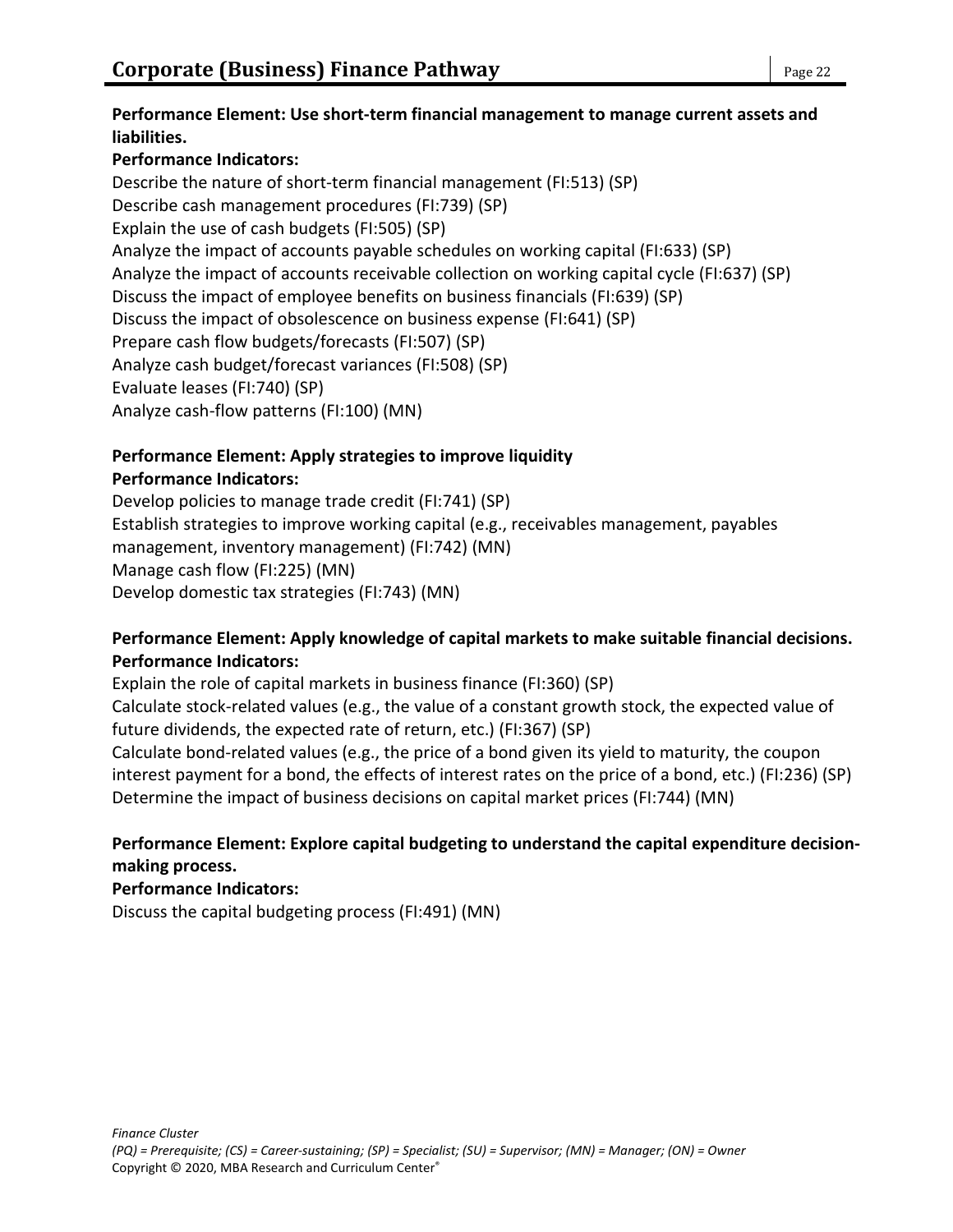**Performance Element: Use short-term financial management to manage current assets and liabilities.**

**Performance Indicators:**

Describe the nature of short-term financial management (FI:513) (SP)
Describe cash management procedures (FI:739) (SP)
Explain the use of cash budgets (FI:505) (SP)
Analyze the impact of accounts payable schedules on working capital (FI:633) (SP)
Analyze the impact of accounts receivable collection on working capital cycle (FI:637) (SP)
Discuss the impact of employee benefits on business financials (FI:639) (SP)
Discuss the impact of obsolescence on business expense (FI:641) (SP)
Prepare cash flow budgets/forecasts (FI:507) (SP)
Analyze cash budget/forecast variances (FI:508) (SP)
Evaluate leases (FI:740) (SP)
Analyze cash-flow patterns (FI:100) (MN)

**Performance Element: Apply strategies to improve liquidity**

**Performance Indicators:**

Develop policies to manage trade credit (FI:741) (SP)
Establish strategies to improve working capital (e.g., receivables management, payables management, inventory management) (FI:742) (MN)
Manage cash flow (FI:225) (MN)
Develop domestic tax strategies (FI:743) (MN)

**Performance Element: Apply knowledge of capital markets to make suitable financial decisions.**

**Performance Indicators:**

Explain the role of capital markets in business finance (FI:360) (SP)
Calculate stock-related values (e.g., the value of a constant growth stock, the expected value of future dividends, the expected rate of return, etc.) (FI:367) (SP)
Calculate bond-related values (e.g., the price of a bond given its yield to maturity, the coupon interest payment for a bond, the effects of interest rates on the price of a bond, etc.) (FI:236) (SP)
Determine the impact of business decisions on capital market prices (FI:744) (MN)

**Performance Element: Explore capital budgeting to understand the capital expenditure decision-making process.**

**Performance Indicators:**

Discuss the capital budgeting process (FI:491) (MN)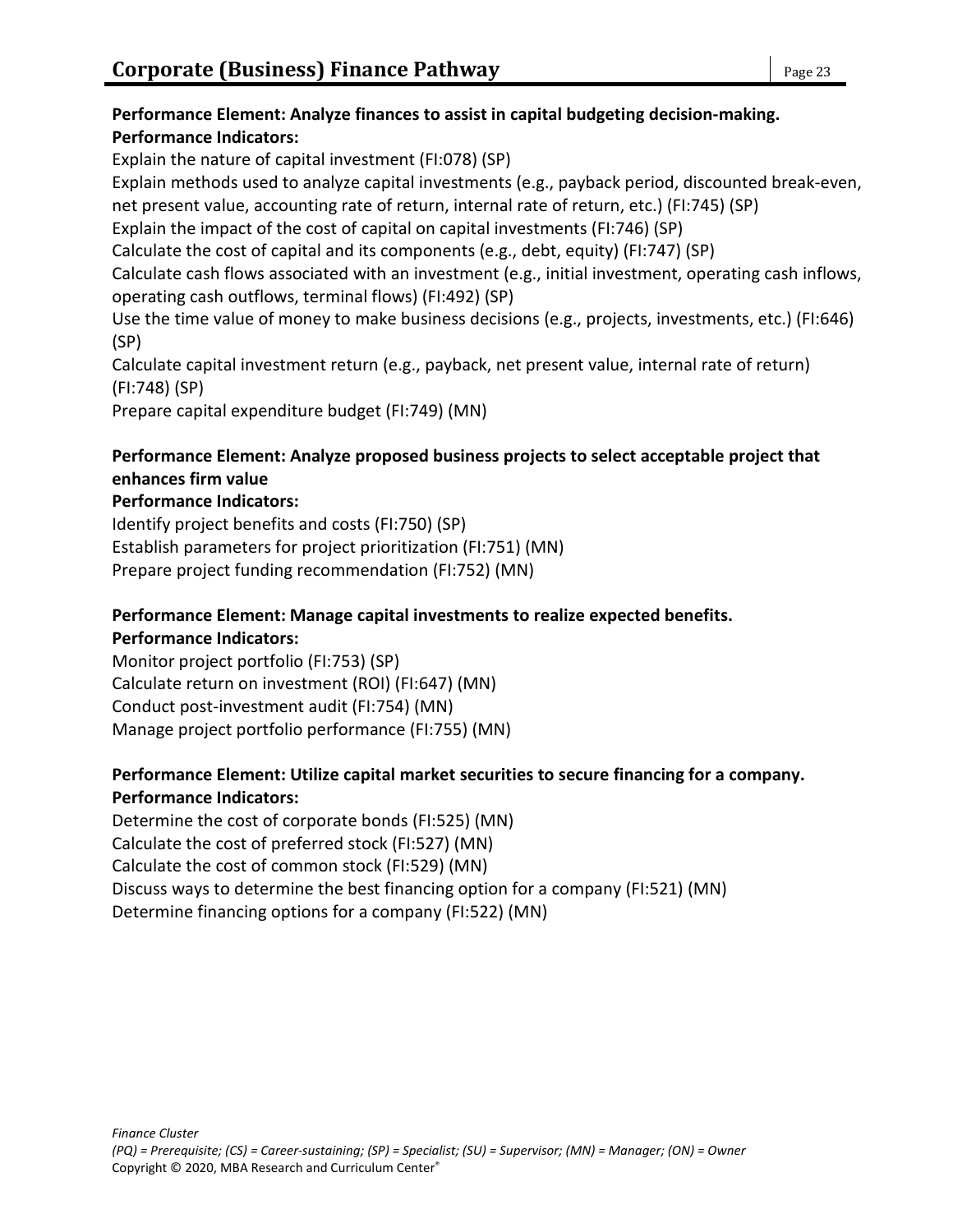**Performance Element: Analyze finances to assist in capital budgeting decision-making.**
**Performance Indicators:**

Explain the nature of capital investment (FI:078) (SP)
Explain methods used to analyze capital investments (e.g., payback period, discounted break-even, net present value, accounting rate of return, internal rate of return, etc.) (FI:745) (SP)
Explain the impact of the cost of capital on capital investments (FI:746) (SP)
Calculate the cost of capital and its components (e.g., debt, equity) (FI:747) (SP)
Calculate cash flows associated with an investment (e.g., initial investment, operating cash inflows, operating cash outflows, terminal flows) (FI:492) (SP)
Use the time value of money to make business decisions (e.g., projects, investments, etc.) (FI:646) (SP)
Calculate capital investment return (e.g., payback, net present value, internal rate of return) (FI:748) (SP)
Prepare capital expenditure budget (FI:749) (MN)

**Performance Element: Analyze proposed business projects to select acceptable project that enhances firm value**
**Performance Indicators:**

Identify project benefits and costs (FI:750) (SP)
Establish parameters for project prioritization (FI:751) (MN)
Prepare project funding recommendation (FI:752) (MN)

**Performance Element: Manage capital investments to realize expected benefits.**
**Performance Indicators:**

Monitor project portfolio (FI:753) (SP)
Calculate return on investment (ROI) (FI:647) (MN)
Conduct post-investment audit (FI:754) (MN)
Manage project portfolio performance (FI:755) (MN)

**Performance Element: Utilize capital market securities to secure financing for a company.**
**Performance Indicators:**

Determine the cost of corporate bonds (FI:525) (MN)
Calculate the cost of preferred stock (FI:527) (MN)
Calculate the cost of common stock (FI:529) (MN)
Discuss ways to determine the best financing option for a company (FI:521) (MN)
Determine financing options for a company (FI:522) (MN)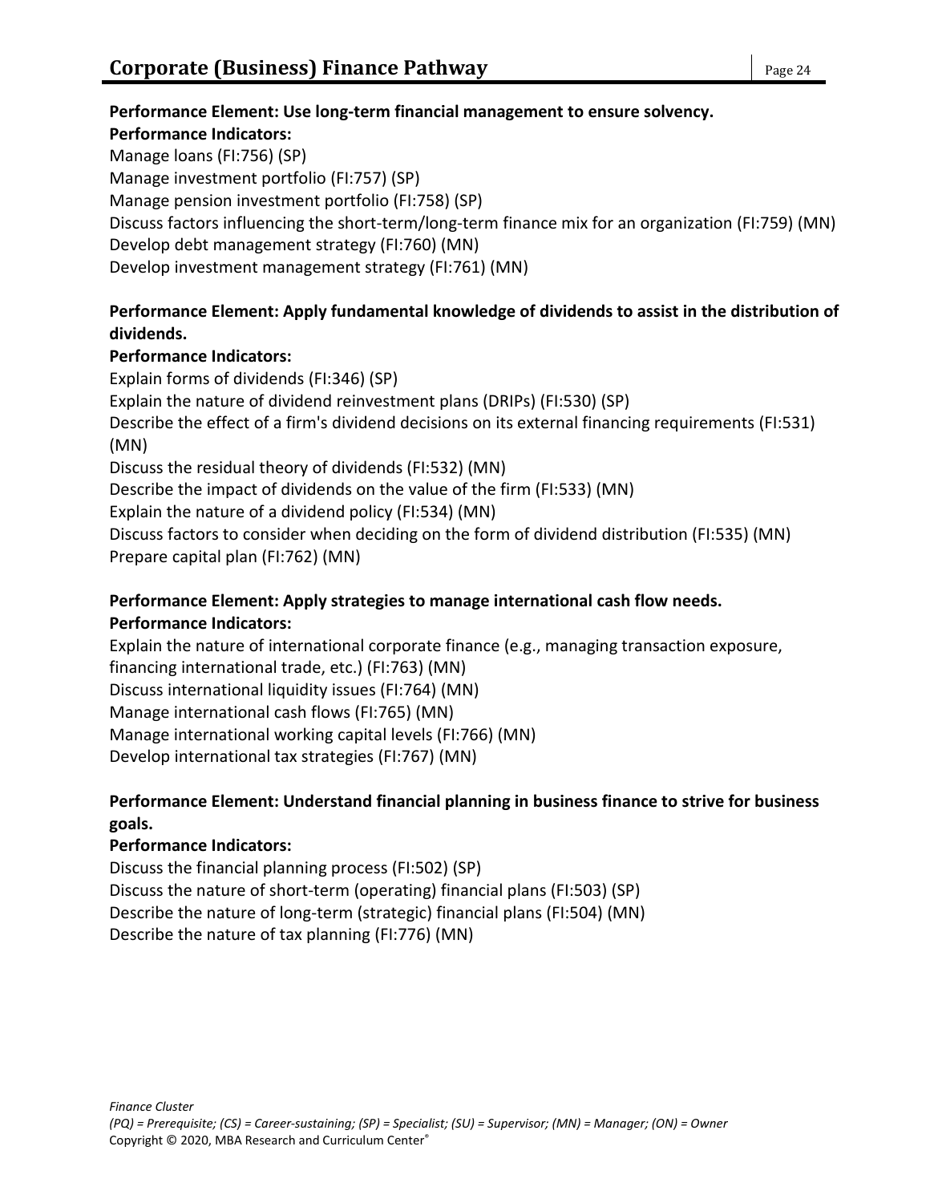**Performance Element: Use long-term financial management to ensure solvency.**

**Performance Indicators:**

Manage loans (FI:756) (SP)
Manage investment portfolio (FI:757) (SP)
Manage pension investment portfolio (FI:758) (SP)
Discuss factors influencing the short-term/long-term finance mix for an organization (FI:759) (MN)
Develop debt management strategy (FI:760) (MN)
Develop investment management strategy (FI:761) (MN)

**Performance Element: Apply fundamental knowledge of dividends to assist in the distribution of dividends.**

**Performance Indicators:**

Explain forms of dividends (FI:346) (SP)
Explain the nature of dividend reinvestment plans (DRIPs) (FI:530) (SP)
Describe the effect of a firm's dividend decisions on its external financing requirements (FI:531) (MN)
Discuss the residual theory of dividends (FI:532) (MN)
Describe the impact of dividends on the value of the firm (FI:533) (MN)
Explain the nature of a dividend policy (FI:534) (MN)
Discuss factors to consider when deciding on the form of dividend distribution (FI:535) (MN)
Prepare capital plan (FI:762) (MN)

**Performance Element: Apply strategies to manage international cash flow needs.**

**Performance Indicators:**

Explain the nature of international corporate finance (e.g., managing transaction exposure, financing international trade, etc.) (FI:763) (MN)
Discuss international liquidity issues (FI:764) (MN)
Manage international cash flows (FI:765) (MN)
Manage international working capital levels (FI:766) (MN)
Develop international tax strategies (FI:767) (MN)

**Performance Element: Understand financial planning in business finance to strive for business goals.**

**Performance Indicators:**

Discuss the financial planning process (FI:502) (SP)
Discuss the nature of short-term (operating) financial plans (FI:503) (SP)
Describe the nature of long-term (strategic) financial plans (FI:504) (MN)
Describe the nature of tax planning (FI:776) (MN)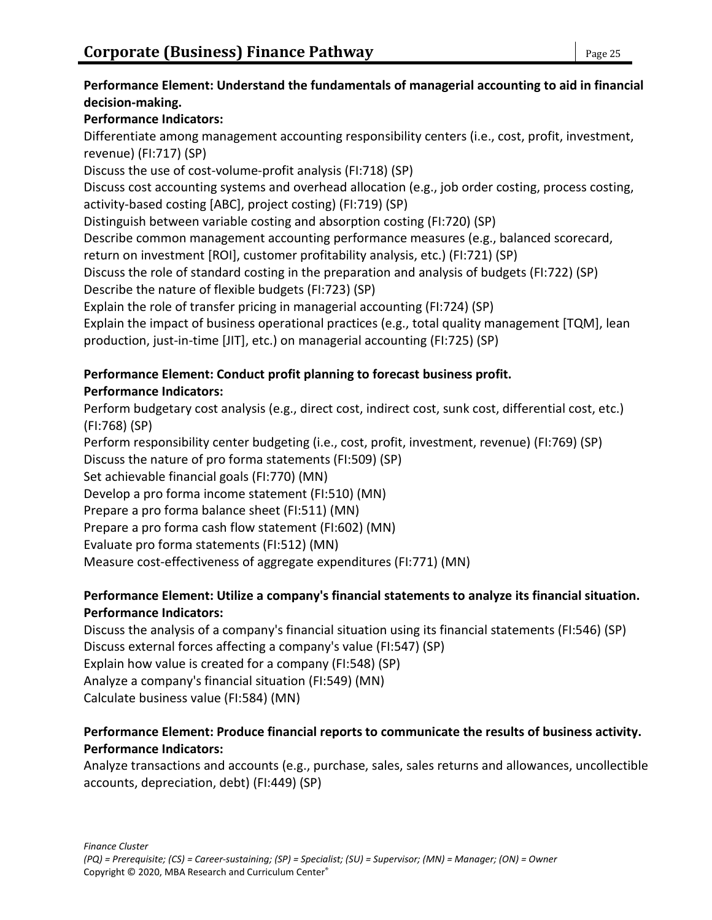**Performance Element: Understand the fundamentals of managerial accounting to aid in financial decision-making.**

**Performance Indicators:**

Differentiate among management accounting responsibility centers (i.e., cost, profit, investment, revenue) (FI:717) (SP)

Discuss the use of cost-volume-profit analysis (FI:718) (SP)

Discuss cost accounting systems and overhead allocation (e.g., job order costing, process costing, activity-based costing [ABC], project costing) (FI:719) (SP)

Distinguish between variable costing and absorption costing (FI:720) (SP)

Describe common management accounting performance measures (e.g., balanced scorecard, return on investment [ROI], customer profitability analysis, etc.) (FI:721) (SP)

Discuss the role of standard costing in the preparation and analysis of budgets (FI:722) (SP)

Describe the nature of flexible budgets (FI:723) (SP)

Explain the role of transfer pricing in managerial accounting (FI:724) (SP)

Explain the impact of business operational practices (e.g., total quality management [TQM], lean production, just-in-time [JIT], etc.) on managerial accounting (FI:725) (SP)

**Performance Element: Conduct profit planning to forecast business profit.**

**Performance Indicators:**

Perform budgetary cost analysis (e.g., direct cost, indirect cost, sunk cost, differential cost, etc.) (FI:768) (SP)

Perform responsibility center budgeting (i.e., cost, profit, investment, revenue) (FI:769) (SP)

Discuss the nature of pro forma statements (FI:509) (SP)

Set achievable financial goals (FI:770) (MN)

Develop a pro forma income statement (FI:510) (MN)

Prepare a pro forma balance sheet (FI:511) (MN)

Prepare a pro forma cash flow statement (FI:602) (MN)

Evaluate pro forma statements (FI:512) (MN)

Measure cost-effectiveness of aggregate expenditures (FI:771) (MN)

**Performance Element: Utilize a company's financial statements to analyze its financial situation.**

**Performance Indicators:**

Discuss the analysis of a company's financial situation using its financial statements (FI:546) (SP)

Discuss external forces affecting a company's value (FI:547) (SP)

Explain how value is created for a company (FI:548) (SP)

Analyze a company's financial situation (FI:549) (MN)

Calculate business value (FI:584) (MN)

**Performance Element: Produce financial reports to communicate the results of business activity.**

**Performance Indicators:**

Analyze transactions and accounts (e.g., purchase, sales, sales returns and allowances, uncollectible accounts, depreciation, debt) (FI:449) (SP)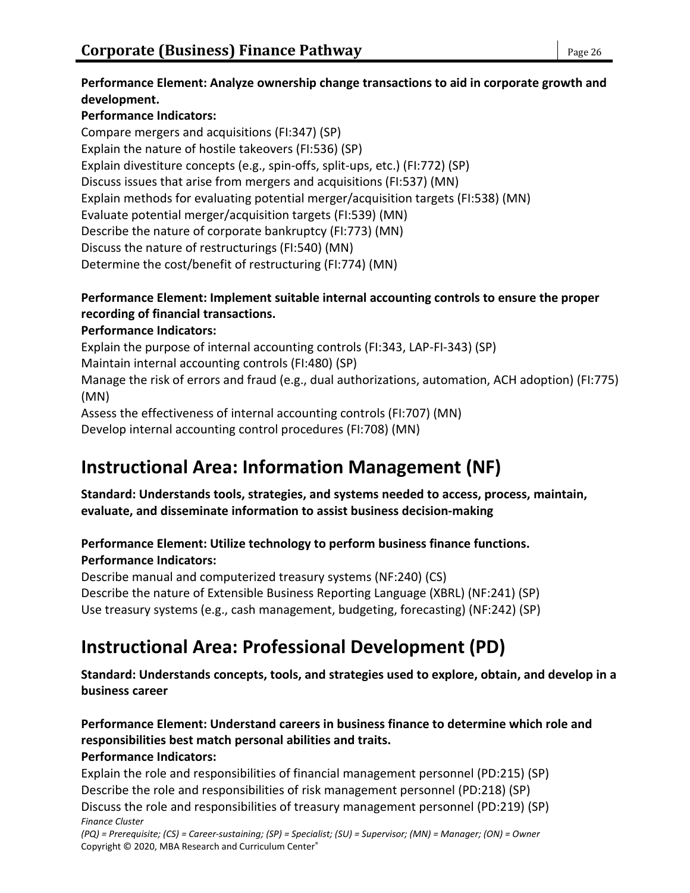**Performance Element: Analyze ownership change transactions to aid in corporate growth and development.**

**Performance Indicators:**

Compare mergers and acquisitions (FI:347) (SP)
Explain the nature of hostile takeovers (FI:536) (SP)
Explain divestiture concepts (e.g., spin-offs, split-ups, etc.) (FI:772) (SP)
Discuss issues that arise from mergers and acquisitions (FI:537) (MN)
Explain methods for evaluating potential merger/acquisition targets (FI:538) (MN)
Evaluate potential merger/acquisition targets (FI:539) (MN)
Describe the nature of corporate bankruptcy (FI:773) (MN)
Discuss the nature of restructurings (FI:540) (MN)
Determine the cost/benefit of restructuring (FI:774) (MN)

**Performance Element: Implement suitable internal accounting controls to ensure the proper recording of financial transactions.**

**Performance Indicators:**

Explain the purpose of internal accounting controls (FI:343, LAP-FI-343) (SP)
Maintain internal accounting controls (FI:480) (SP)
Manage the risk of errors and fraud (e.g., dual authorizations, automation, ACH adoption) (FI:775) (MN)
Assess the effectiveness of internal accounting controls (FI:707) (MN)
Develop internal accounting control procedures (FI:708) (MN)

# Instructional Area: Information Management (NF)

**Standard: Understands tools, strategies, and systems needed to access, process, maintain, evaluate, and disseminate information to assist business decision-making**

**Performance Element: Utilize technology to perform business finance functions.**

**Performance Indicators:**

Describe manual and computerized treasury systems (NF:240) (CS)
Describe the nature of Extensible Business Reporting Language (XBRL) (NF:241) (SP)
Use treasury systems (e.g., cash management, budgeting, forecasting) (NF:242) (SP)

# Instructional Area: Professional Development (PD)

**Standard: Understands concepts, tools, and strategies used to explore, obtain, and develop in a business career**

**Performance Element: Understand careers in business finance to determine which role and responsibilities best match personal abilities and traits.**

**Performance Indicators:**

Explain the role and responsibilities of financial management personnel (PD:215) (SP)
Describe the role and responsibilities of risk management personnel (PD:218) (SP)
Discuss the role and responsibilities of treasury management personnel (PD:219) (SP)

*Finance Cluster*

*(PQ) = Prerequisite; (CS) = Career-sustaining; (SP) = Specialist; (SU) = Supervisor; (MN) = Manager; (ON) = Owner*

Copyright © 2020, MBA Research and Curriculum Center®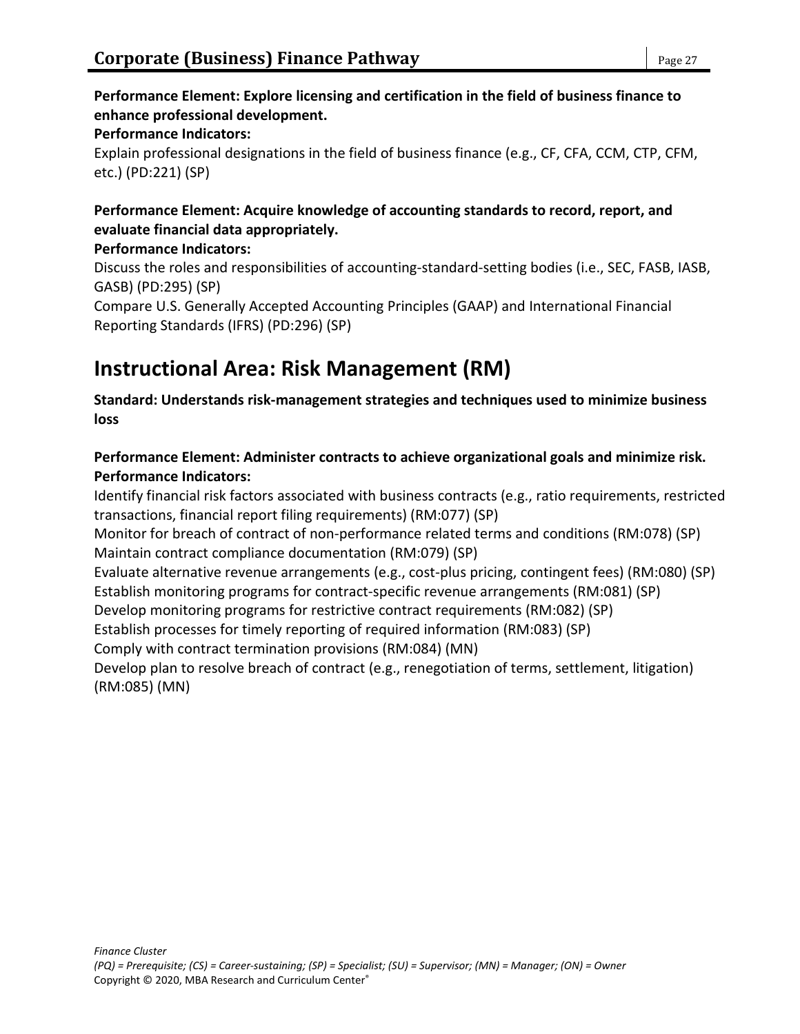**Performance Element: Explore licensing and certification in the field of business finance to enhance professional development.**

**Performance Indicators:**

Explain professional designations in the field of business finance (e.g., CF, CFA, CCM, CTP, CFM, etc.) (PD:221) (SP)

**Performance Element: Acquire knowledge of accounting standards to record, report, and evaluate financial data appropriately.**

**Performance Indicators:**

Discuss the roles and responsibilities of accounting-standard-setting bodies (i.e., SEC, FASB, IASB, GASB) (PD:295) (SP)

Compare U.S. Generally Accepted Accounting Principles (GAAP) and International Financial Reporting Standards (IFRS) (PD:296) (SP)

# Instructional Area: Risk Management (RM)

**Standard: Understands risk-management strategies and techniques used to minimize business loss**

**Performance Element: Administer contracts to achieve organizational goals and minimize risk.**

**Performance Indicators:**

Identify financial risk factors associated with business contracts (e.g., ratio requirements, restricted transactions, financial report filing requirements) (RM:077) (SP)

Monitor for breach of contract of non-performance related terms and conditions (RM:078) (SP)

Maintain contract compliance documentation (RM:079) (SP)

Evaluate alternative revenue arrangements (e.g., cost-plus pricing, contingent fees) (RM:080) (SP)

Establish monitoring programs for contract-specific revenue arrangements (RM:081) (SP)

Develop monitoring programs for restrictive contract requirements (RM:082) (SP)

Establish processes for timely reporting of required information (RM:083) (SP)

Comply with contract termination provisions (RM:084) (MN)

Develop plan to resolve breach of contract (e.g., renegotiation of terms, settlement, litigation) (RM:085) (MN)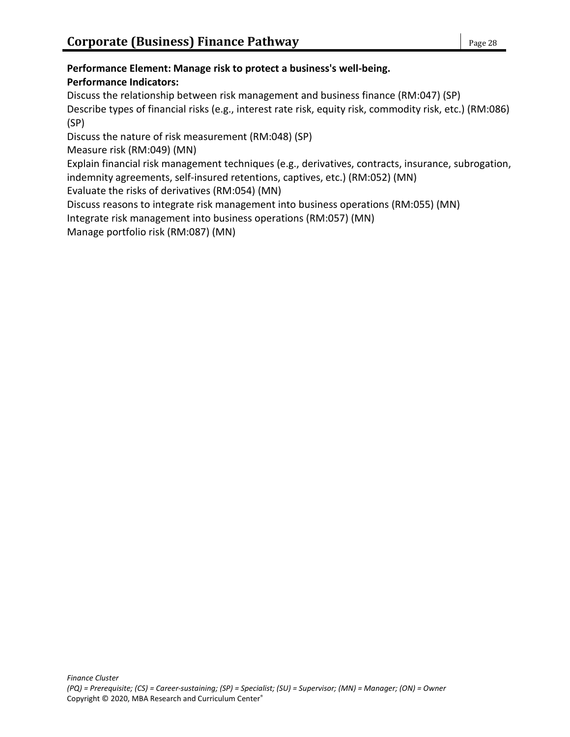**Performance Element: Manage risk to protect a business's well-being.**

**Performance Indicators:**

Discuss the relationship between risk management and business finance (RM:047) (SP)

Describe types of financial risks (e.g., interest rate risk, equity risk, commodity risk, etc.) (RM:086) (SP)

Discuss the nature of risk measurement (RM:048) (SP)

Measure risk (RM:049) (MN)

Explain financial risk management techniques (e.g., derivatives, contracts, insurance, subrogation, indemnity agreements, self-insured retentions, captives, etc.) (RM:052) (MN)

Evaluate the risks of derivatives (RM:054) (MN)

Discuss reasons to integrate risk management into business operations (RM:055) (MN)

Integrate risk management into business operations (RM:057) (MN)

Manage portfolio risk (RM:087) (MN)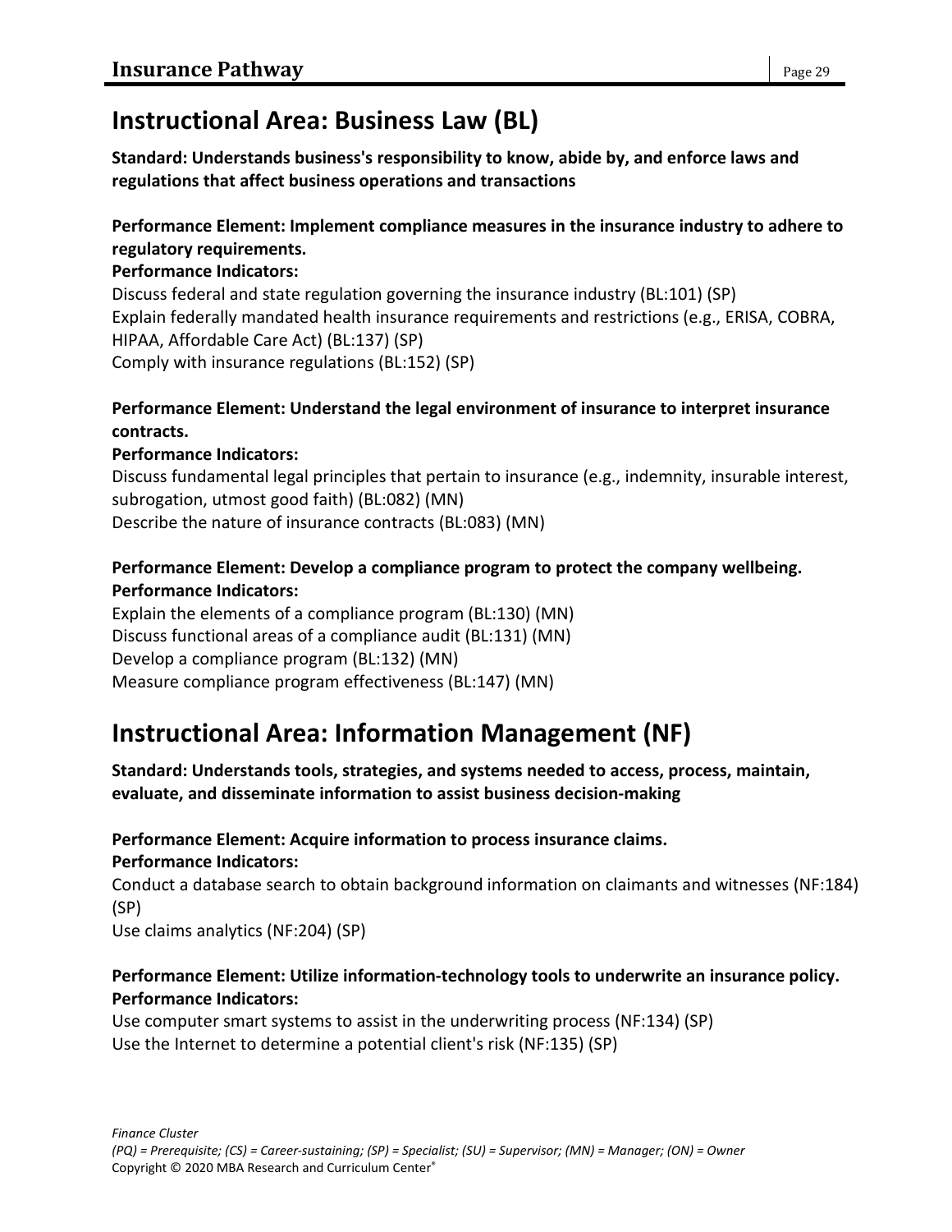## Instructional Area: Business Law (BL)

**Standard: Understands business's responsibility to know, abide by, and enforce laws and regulations that affect business operations and transactions**

**Performance Element: Implement compliance measures in the insurance industry to adhere to regulatory requirements.**
**Performance Indicators:**
Discuss federal and state regulation governing the insurance industry (BL:101) (SP)
Explain federally mandated health insurance requirements and restrictions (e.g., ERISA, COBRA, HIPAA, Affordable Care Act) (BL:137) (SP)
Comply with insurance regulations (BL:152) (SP)

**Performance Element: Understand the legal environment of insurance to interpret insurance contracts.**
**Performance Indicators:**
Discuss fundamental legal principles that pertain to insurance (e.g., indemnity, insurable interest, subrogation, utmost good faith) (BL:082) (MN)
Describe the nature of insurance contracts (BL:083) (MN)

**Performance Element: Develop a compliance program to protect the company wellbeing.**
**Performance Indicators:**
Explain the elements of a compliance program (BL:130) (MN)
Discuss functional areas of a compliance audit (BL:131) (MN)
Develop a compliance program (BL:132) (MN)
Measure compliance program effectiveness (BL:147) (MN)

## Instructional Area: Information Management (NF)

**Standard: Understands tools, strategies, and systems needed to access, process, maintain, evaluate, and disseminate information to assist business decision-making**

**Performance Element: Acquire information to process insurance claims.**
**Performance Indicators:**
Conduct a database search to obtain background information on claimants and witnesses (NF:184) (SP)
Use claims analytics (NF:204) (SP)

**Performance Element: Utilize information-technology tools to underwrite an insurance policy.**
**Performance Indicators:**
Use computer smart systems to assist in the underwriting process (NF:134) (SP)
Use the Internet to determine a potential client's risk (NF:135) (SP)

*Finance Cluster*
*(PQ) = Prerequisite; (CS) = Career-sustaining; (SP) = Specialist; (SU) = Supervisor; (MN) = Manager; (ON) = Owner*
Copyright © 2020 MBA Research and Curriculum Center®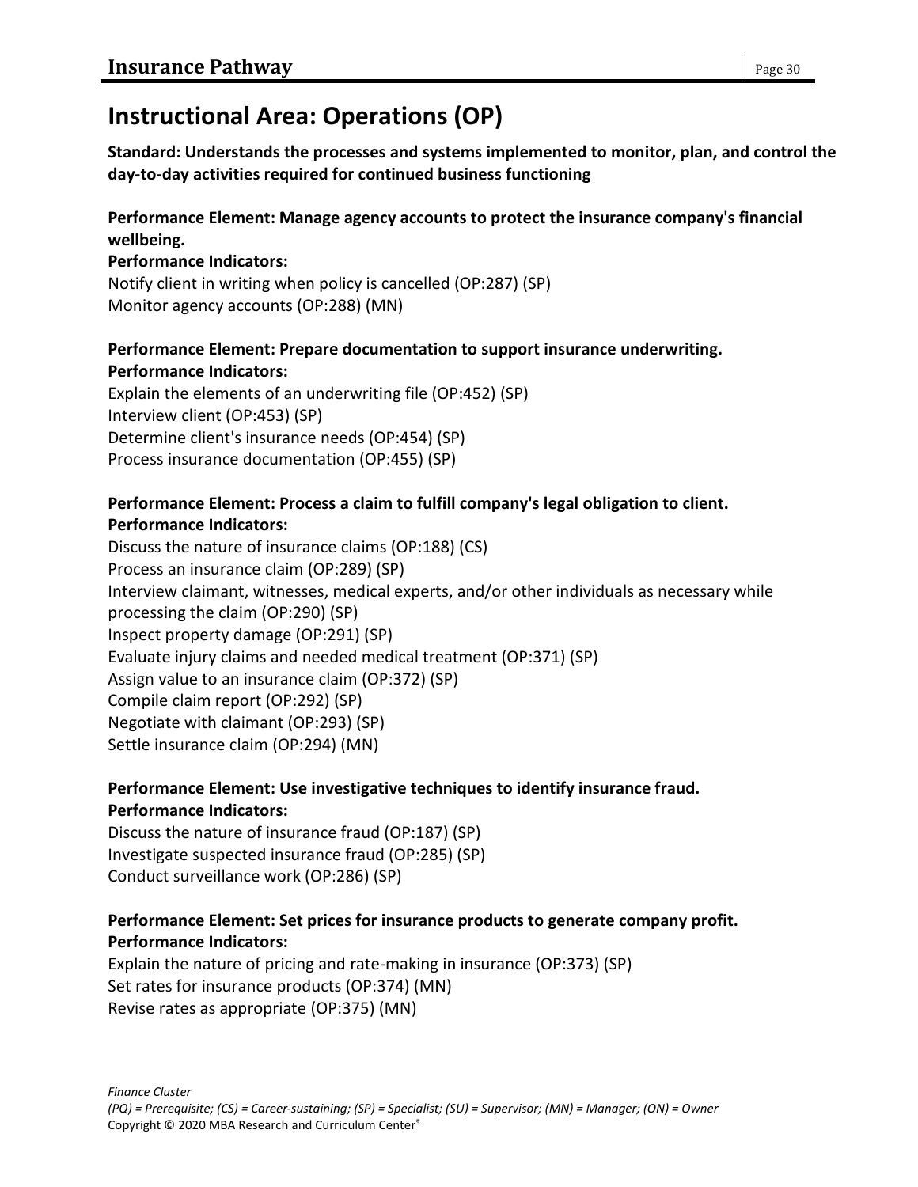# Instructional Area: Operations (OP)

**Standard: Understands the processes and systems implemented to monitor, plan, and control the day-to-day activities required for continued business functioning**

**Performance Element: Manage agency accounts to protect the insurance company's financial wellbeing.**
**Performance Indicators:**
Notify client in writing when policy is cancelled (OP:287) (SP)
Monitor agency accounts (OP:288) (MN)

**Performance Element: Prepare documentation to support insurance underwriting.**
**Performance Indicators:**
Explain the elements of an underwriting file (OP:452) (SP)
Interview client (OP:453) (SP)
Determine client's insurance needs (OP:454) (SP)
Process insurance documentation (OP:455) (SP)

**Performance Element: Process a claim to fulfill company's legal obligation to client.**
**Performance Indicators:**
Discuss the nature of insurance claims (OP:188) (CS)
Process an insurance claim (OP:289) (SP)
Interview claimant, witnesses, medical experts, and/or other individuals as necessary while processing the claim (OP:290) (SP)
Inspect property damage (OP:291) (SP)
Evaluate injury claims and needed medical treatment (OP:371) (SP)
Assign value to an insurance claim (OP:372) (SP)
Compile claim report (OP:292) (SP)
Negotiate with claimant (OP:293) (SP)
Settle insurance claim (OP:294) (MN)

**Performance Element: Use investigative techniques to identify insurance fraud.**
**Performance Indicators:**
Discuss the nature of insurance fraud (OP:187) (SP)
Investigate suspected insurance fraud (OP:285) (SP)
Conduct surveillance work (OP:286) (SP)

**Performance Element: Set prices for insurance products to generate company profit.**
**Performance Indicators:**
Explain the nature of pricing and rate-making in insurance (OP:373) (SP)
Set rates for insurance products (OP:374) (MN)
Revise rates as appropriate (OP:375) (MN)

*Finance Cluster*
*(PQ) = Prerequisite; (CS) = Career-sustaining; (SP) = Specialist; (SU) = Supervisor; (MN) = Manager; (ON) = Owner*
Copyright © 2020 MBA Research and Curriculum Center®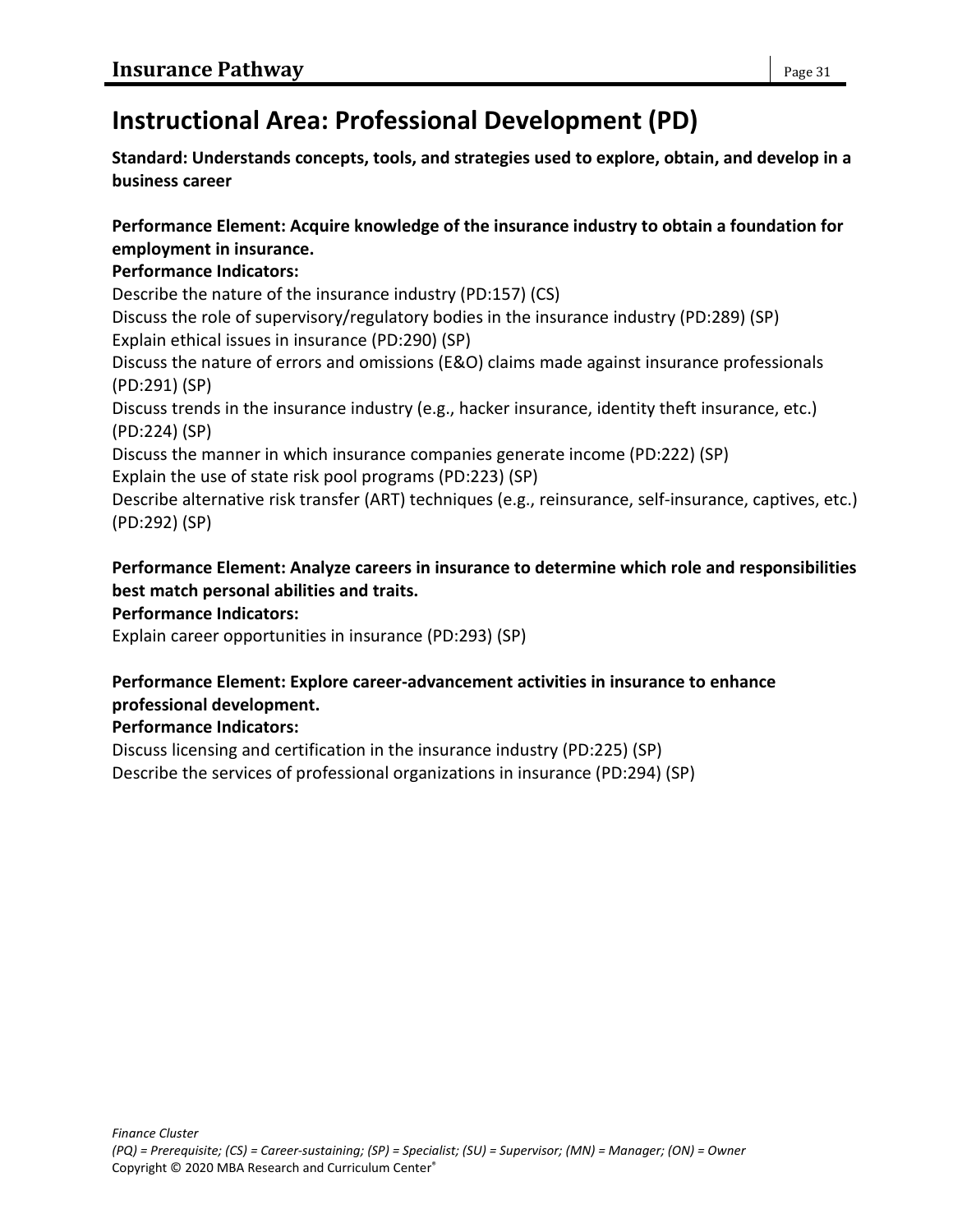# Instructional Area: Professional Development (PD)

**Standard: Understands concepts, tools, and strategies used to explore, obtain, and develop in a business career**

**Performance Element: Acquire knowledge of the insurance industry to obtain a foundation for employment in insurance.**

**Performance Indicators:**

Describe the nature of the insurance industry (PD:157) (CS)
Discuss the role of supervisory/regulatory bodies in the insurance industry (PD:289) (SP)
Explain ethical issues in insurance (PD:290) (SP)
Discuss the nature of errors and omissions (E&O) claims made against insurance professionals (PD:291) (SP)
Discuss trends in the insurance industry (e.g., hacker insurance, identity theft insurance, etc.) (PD:224) (SP)
Discuss the manner in which insurance companies generate income (PD:222) (SP)
Explain the use of state risk pool programs (PD:223) (SP)
Describe alternative risk transfer (ART) techniques (e.g., reinsurance, self-insurance, captives, etc.) (PD:292) (SP)

**Performance Element: Analyze careers in insurance to determine which role and responsibilities best match personal abilities and traits.**

**Performance Indicators:**

Explain career opportunities in insurance (PD:293) (SP)

**Performance Element: Explore career-advancement activities in insurance to enhance professional development.**

**Performance Indicators:**

Discuss licensing and certification in the insurance industry (PD:225) (SP)
Describe the services of professional organizations in insurance (PD:294) (SP)

*Finance Cluster*
*(PQ) = Prerequisite; (CS) = Career-sustaining; (SP) = Specialist; (SU) = Supervisor; (MN) = Manager; (ON) = Owner*
Copyright © 2020 MBA Research and Curriculum Center®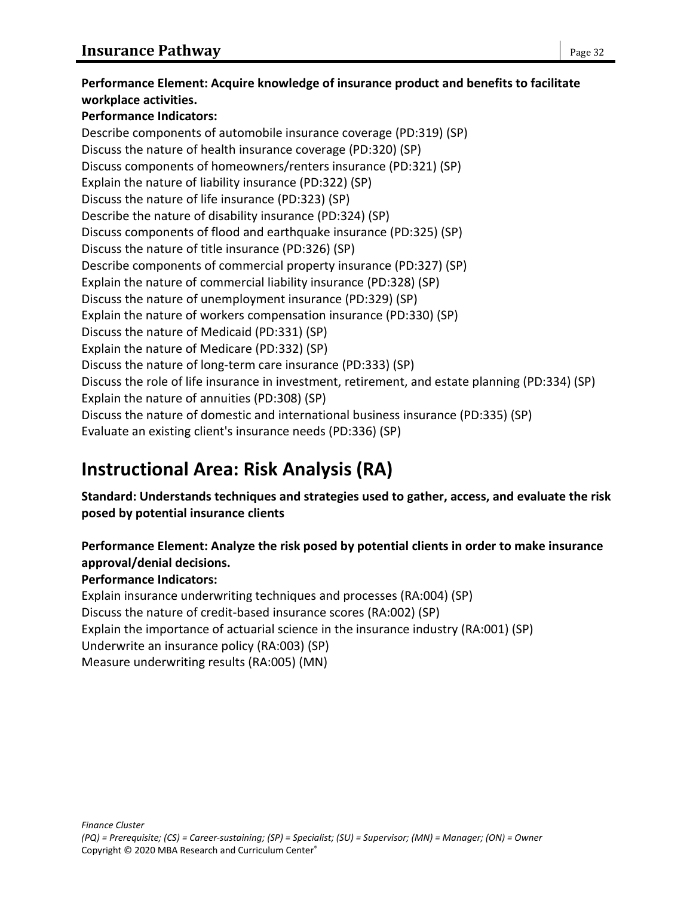**Performance Element: Acquire knowledge of insurance product and benefits to facilitate workplace activities.**

**Performance Indicators:**

Describe components of automobile insurance coverage (PD:319) (SP)
Discuss the nature of health insurance coverage (PD:320) (SP)
Discuss components of homeowners/renters insurance (PD:321) (SP)
Explain the nature of liability insurance (PD:322) (SP)
Discuss the nature of life insurance (PD:323) (SP)
Describe the nature of disability insurance (PD:324) (SP)
Discuss components of flood and earthquake insurance (PD:325) (SP)
Discuss the nature of title insurance (PD:326) (SP)
Describe components of commercial property insurance (PD:327) (SP)
Explain the nature of commercial liability insurance (PD:328) (SP)
Discuss the nature of unemployment insurance (PD:329) (SP)
Explain the nature of workers compensation insurance (PD:330) (SP)
Discuss the nature of Medicaid (PD:331) (SP)
Explain the nature of Medicare (PD:332) (SP)
Discuss the nature of long-term care insurance (PD:333) (SP)
Discuss the role of life insurance in investment, retirement, and estate planning (PD:334) (SP)
Explain the nature of annuities (PD:308) (SP)
Discuss the nature of domestic and international business insurance (PD:335) (SP)
Evaluate an existing client's insurance needs (PD:336) (SP)

# Instructional Area: Risk Analysis (RA)

**Standard: Understands techniques and strategies used to gather, access, and evaluate the risk posed by potential insurance clients**

**Performance Element: Analyze the risk posed by potential clients in order to make insurance approval/denial decisions.**

**Performance Indicators:**

Explain insurance underwriting techniques and processes (RA:004) (SP)
Discuss the nature of credit-based insurance scores (RA:002) (SP)
Explain the importance of actuarial science in the insurance industry (RA:001) (SP)
Underwrite an insurance policy (RA:003) (SP)
Measure underwriting results (RA:005) (MN)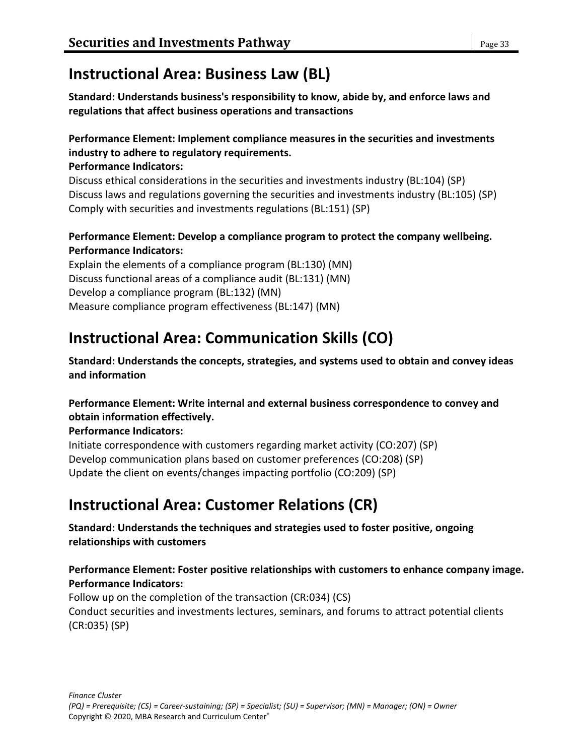# Instructional Area: Business Law (BL)

**Standard: Understands business's responsibility to know, abide by, and enforce laws and regulations that affect business operations and transactions**

**Performance Element: Implement compliance measures in the securities and investments industry to adhere to regulatory requirements.**
**Performance Indicators:**
Discuss ethical considerations in the securities and investments industry (BL:104) (SP)
Discuss laws and regulations governing the securities and investments industry (BL:105) (SP)
Comply with securities and investments regulations (BL:151) (SP)

**Performance Element: Develop a compliance program to protect the company wellbeing.**
**Performance Indicators:**
Explain the elements of a compliance program (BL:130) (MN)
Discuss functional areas of a compliance audit (BL:131) (MN)
Develop a compliance program (BL:132) (MN)
Measure compliance program effectiveness (BL:147) (MN)

# Instructional Area: Communication Skills (CO)

**Standard: Understands the concepts, strategies, and systems used to obtain and convey ideas and information**

**Performance Element: Write internal and external business correspondence to convey and obtain information effectively.**
**Performance Indicators:**
Initiate correspondence with customers regarding market activity (CO:207) (SP)
Develop communication plans based on customer preferences (CO:208) (SP)
Update the client on events/changes impacting portfolio (CO:209) (SP)

# Instructional Area: Customer Relations (CR)

**Standard: Understands the techniques and strategies used to foster positive, ongoing relationships with customers**

**Performance Element: Foster positive relationships with customers to enhance company image.**
**Performance Indicators:**
Follow up on the completion of the transaction (CR:034) (CS)
Conduct securities and investments lectures, seminars, and forums to attract potential clients (CR:035) (SP)

*Finance Cluster*
*(PQ) = Prerequisite; (CS) = Career-sustaining; (SP) = Specialist; (SU) = Supervisor; (MN) = Manager; (ON) = Owner*
Copyright © 2020, MBA Research and Curriculum Center®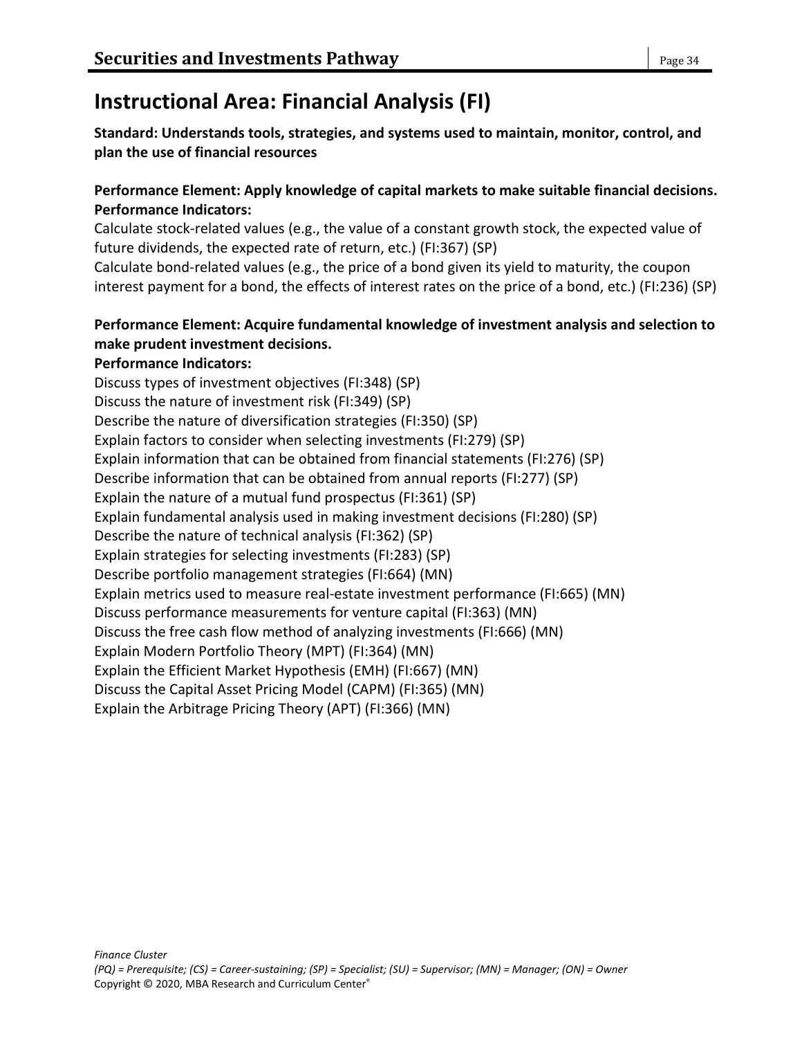# Instructional Area: Financial Analysis (FI)

**Standard: Understands tools, strategies, and systems used to maintain, monitor, control, and plan the use of financial resources**

**Performance Element: Apply knowledge of capital markets to make suitable financial decisions.**
**Performance Indicators:**

Calculate stock-related values (e.g., the value of a constant growth stock, the expected value of future dividends, the expected rate of return, etc.) (FI:367) (SP)
Calculate bond-related values (e.g., the price of a bond given its yield to maturity, the coupon interest payment for a bond, the effects of interest rates on the price of a bond, etc.) (FI:236) (SP)

**Performance Element: Acquire fundamental knowledge of investment analysis and selection to make prudent investment decisions.**
**Performance Indicators:**

Discuss types of investment objectives (FI:348) (SP)
Discuss the nature of investment risk (FI:349) (SP)
Describe the nature of diversification strategies (FI:350) (SP)
Explain factors to consider when selecting investments (FI:279) (SP)
Explain information that can be obtained from financial statements (FI:276) (SP)
Describe information that can be obtained from annual reports (FI:277) (SP)
Explain the nature of a mutual fund prospectus (FI:361) (SP)
Explain fundamental analysis used in making investment decisions (FI:280) (SP)
Describe the nature of technical analysis (FI:362) (SP)
Explain strategies for selecting investments (FI:283) (SP)
Describe portfolio management strategies (FI:664) (MN)
Explain metrics used to measure real-estate investment performance (FI:665) (MN)
Discuss performance measurements for venture capital (FI:363) (MN)
Discuss the free cash flow method of analyzing investments (FI:666) (MN)
Explain Modern Portfolio Theory (MPT) (FI:364) (MN)
Explain the Efficient Market Hypothesis (EMH) (FI:667) (MN)
Discuss the Capital Asset Pricing Model (CAPM) (FI:365) (MN)
Explain the Arbitrage Pricing Theory (APT) (FI:366) (MN)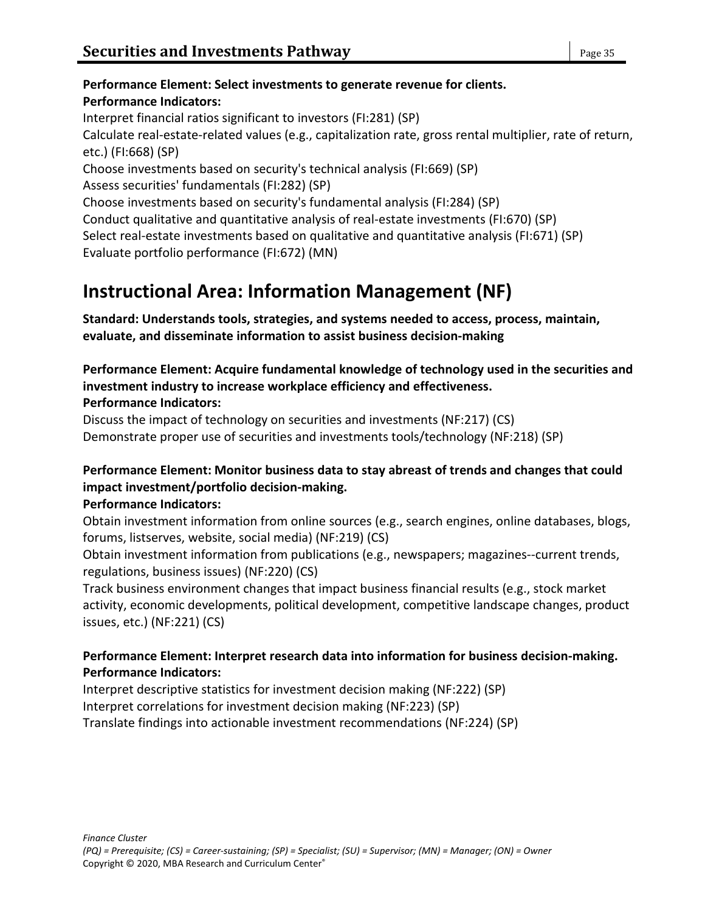**Performance Element: Select investments to generate revenue for clients.**
**Performance Indicators:**

Interpret financial ratios significant to investors (FI:281) (SP)
Calculate real-estate-related values (e.g., capitalization rate, gross rental multiplier, rate of return, etc.) (FI:668) (SP)
Choose investments based on security's technical analysis (FI:669) (SP)
Assess securities' fundamentals (FI:282) (SP)
Choose investments based on security's fundamental analysis (FI:284) (SP)
Conduct qualitative and quantitative analysis of real-estate investments (FI:670) (SP)
Select real-estate investments based on qualitative and quantitative analysis (FI:671) (SP)
Evaluate portfolio performance (FI:672) (MN)

# Instructional Area: Information Management (NF)

**Standard: Understands tools, strategies, and systems needed to access, process, maintain, evaluate, and disseminate information to assist business decision-making**

**Performance Element: Acquire fundamental knowledge of technology used in the securities and investment industry to increase workplace efficiency and effectiveness.**
**Performance Indicators:**

Discuss the impact of technology on securities and investments (NF:217) (CS)
Demonstrate proper use of securities and investments tools/technology (NF:218) (SP)

**Performance Element: Monitor business data to stay abreast of trends and changes that could impact investment/portfolio decision-making.**
**Performance Indicators:**

Obtain investment information from online sources (e.g., search engines, online databases, blogs, forums, listserves, website, social media) (NF:219) (CS)
Obtain investment information from publications (e.g., newspapers; magazines--current trends, regulations, business issues) (NF:220) (CS)
Track business environment changes that impact business financial results (e.g., stock market activity, economic developments, political development, competitive landscape changes, product issues, etc.) (NF:221) (CS)

**Performance Element: Interpret research data into information for business decision-making.**
**Performance Indicators:**

Interpret descriptive statistics for investment decision making (NF:222) (SP)
Interpret correlations for investment decision making (NF:223) (SP)
Translate findings into actionable investment recommendations (NF:224) (SP)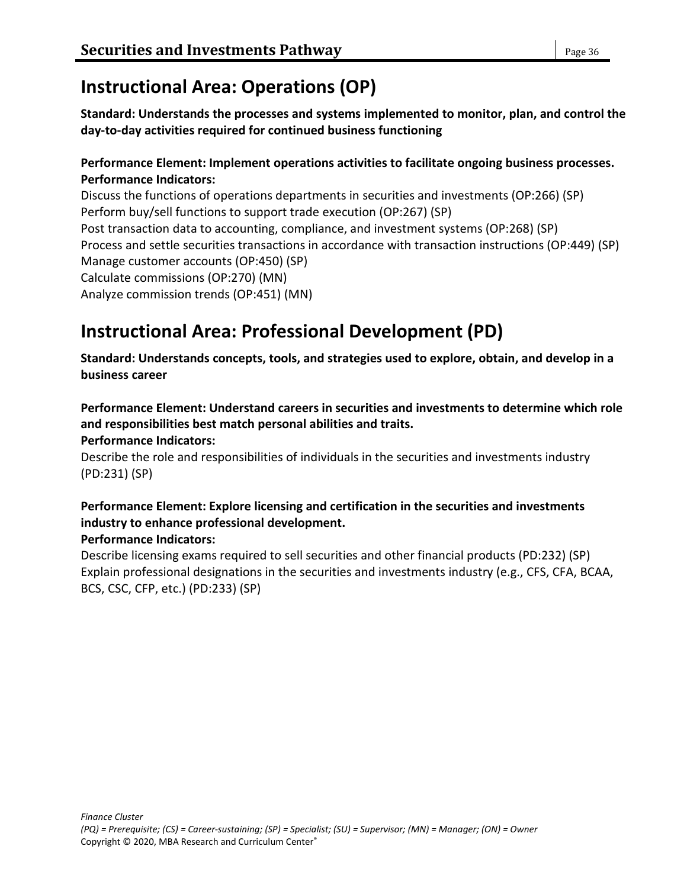## Instructional Area: Operations (OP)

**Standard: Understands the processes and systems implemented to monitor, plan, and control the day-to-day activities required for continued business functioning**

**Performance Element: Implement operations activities to facilitate ongoing business processes.**
**Performance Indicators:**

Discuss the functions of operations departments in securities and investments (OP:266) (SP)
Perform buy/sell functions to support trade execution (OP:267) (SP)
Post transaction data to accounting, compliance, and investment systems (OP:268) (SP)
Process and settle securities transactions in accordance with transaction instructions (OP:449) (SP)
Manage customer accounts (OP:450) (SP)
Calculate commissions (OP:270) (MN)
Analyze commission trends (OP:451) (MN)

## Instructional Area: Professional Development (PD)

**Standard: Understands concepts, tools, and strategies used to explore, obtain, and develop in a business career**

**Performance Element: Understand careers in securities and investments to determine which role and responsibilities best match personal abilities and traits.**
**Performance Indicators:**

Describe the role and responsibilities of individuals in the securities and investments industry (PD:231) (SP)

**Performance Element: Explore licensing and certification in the securities and investments industry to enhance professional development.**
**Performance Indicators:**

Describe licensing exams required to sell securities and other financial products (PD:232) (SP)
Explain professional designations in the securities and investments industry (e.g., CFS, CFA, BCAA, BCS, CSC, CFP, etc.) (PD:233) (SP)

*Finance Cluster*
*(PQ) = Prerequisite; (CS) = Career-sustaining; (SP) = Specialist; (SU) = Supervisor; (MN) = Manager; (ON) = Owner*
Copyright © 2020, MBA Research and Curriculum Center®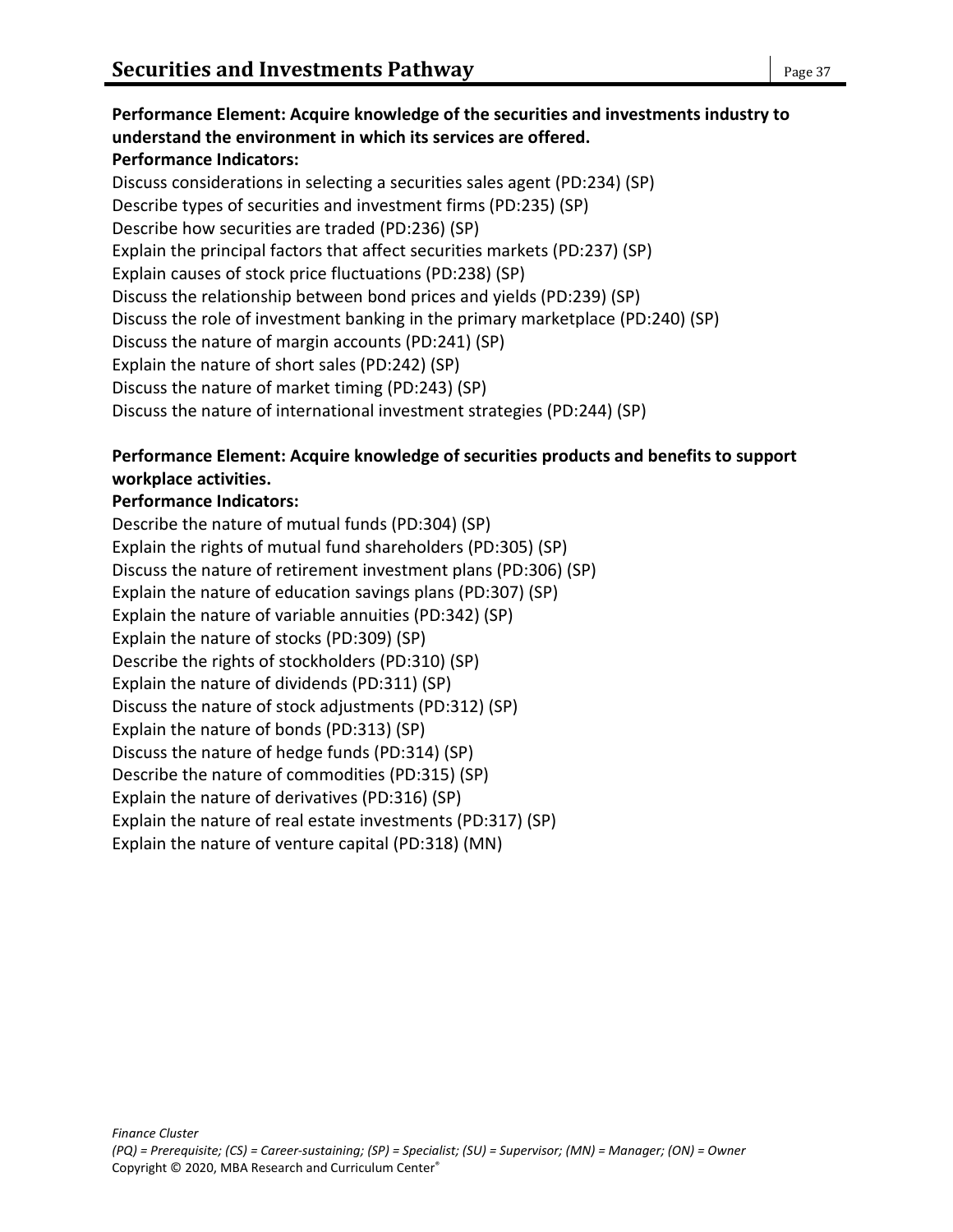**Performance Element: Acquire knowledge of the securities and investments industry to understand the environment in which its services are offered.**

**Performance Indicators:**

Discuss considerations in selecting a securities sales agent (PD:234) (SP)
Describe types of securities and investment firms (PD:235) (SP)
Describe how securities are traded (PD:236) (SP)
Explain the principal factors that affect securities markets (PD:237) (SP)
Explain causes of stock price fluctuations (PD:238) (SP)
Discuss the relationship between bond prices and yields (PD:239) (SP)
Discuss the role of investment banking in the primary marketplace (PD:240) (SP)
Discuss the nature of margin accounts (PD:241) (SP)
Explain the nature of short sales (PD:242) (SP)
Discuss the nature of market timing (PD:243) (SP)
Discuss the nature of international investment strategies (PD:244) (SP)

**Performance Element: Acquire knowledge of securities products and benefits to support workplace activities.**

**Performance Indicators:**

Describe the nature of mutual funds (PD:304) (SP)
Explain the rights of mutual fund shareholders (PD:305) (SP)
Discuss the nature of retirement investment plans (PD:306) (SP)
Explain the nature of education savings plans (PD:307) (SP)
Explain the nature of variable annuities (PD:342) (SP)
Explain the nature of stocks (PD:309) (SP)
Describe the rights of stockholders (PD:310) (SP)
Explain the nature of dividends (PD:311) (SP)
Discuss the nature of stock adjustments (PD:312) (SP)
Explain the nature of bonds (PD:313) (SP)
Discuss the nature of hedge funds (PD:314) (SP)
Describe the nature of commodities (PD:315) (SP)
Explain the nature of derivatives (PD:316) (SP)
Explain the nature of real estate investments (PD:317) (SP)
Explain the nature of venture capital (PD:318) (MN)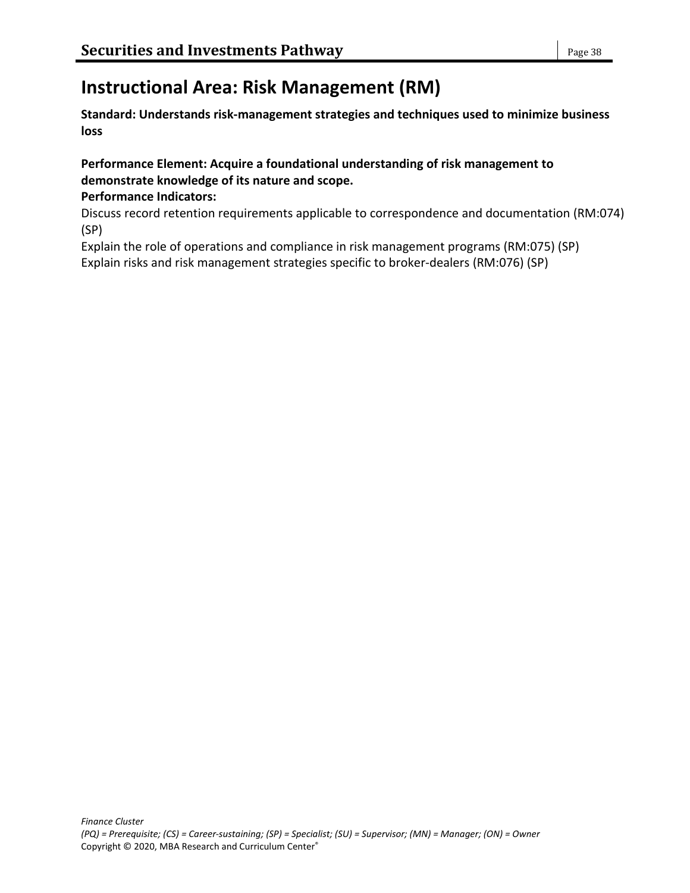# Instructional Area: Risk Management (RM)

**Standard: Understands risk-management strategies and techniques used to minimize business loss**

**Performance Element: Acquire a foundational understanding of risk management to demonstrate knowledge of its nature and scope.**

**Performance Indicators:**

Discuss record retention requirements applicable to correspondence and documentation (RM:074) (SP)

Explain the role of operations and compliance in risk management programs (RM:075) (SP)

Explain risks and risk management strategies specific to broker-dealers (RM:076) (SP)